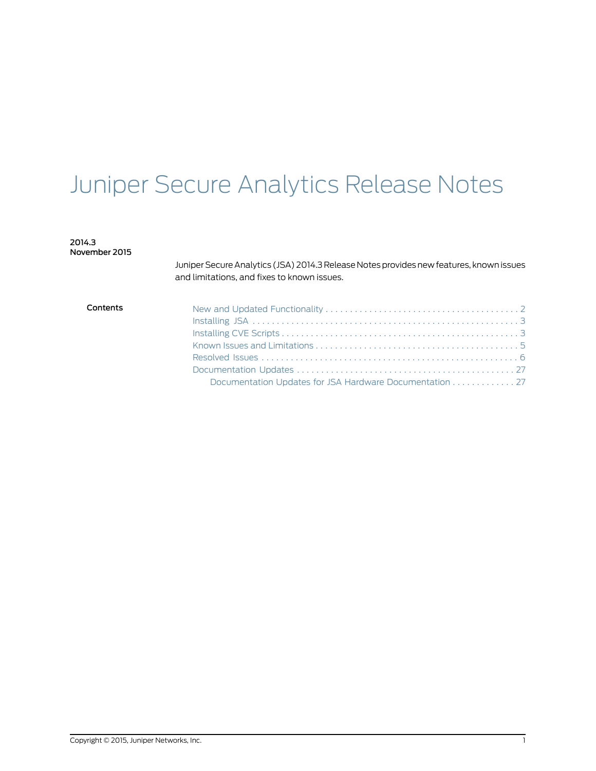# Juniper Secure Analytics Release Notes

**2014.3**
**November 2015**

Juniper Secure Analytics (JSA) 2014.3 Release Notes provides new features, known issues and limitations, and fixes to known issues.

**Contents**

- New and Updated Functionality . . . . . . . . . . . . . . . . . . . . . . . . . . . . . . . . . . . . . . . . 2
- Installing JSA . . . . . . . . . . . . . . . . . . . . . . . . . . . . . . . . . . . . . . . . . . . . . . . . . . . . . . . 3
- Installing CVE Scripts . . . . . . . . . . . . . . . . . . . . . . . . . . . . . . . . . . . . . . . . . . . . . . . . . 3
- Known Issues and Limitations . . . . . . . . . . . . . . . . . . . . . . . . . . . . . . . . . . . . . . . . . . 5
- Resolved Issues . . . . . . . . . . . . . . . . . . . . . . . . . . . . . . . . . . . . . . . . . . . . . . . . . . . . . 6
- Documentation Updates . . . . . . . . . . . . . . . . . . . . . . . . . . . . . . . . . . . . . . . . . . . . . 27
  - Documentation Updates for JSA Hardware Documentation . . . . . . . . . . . . . 27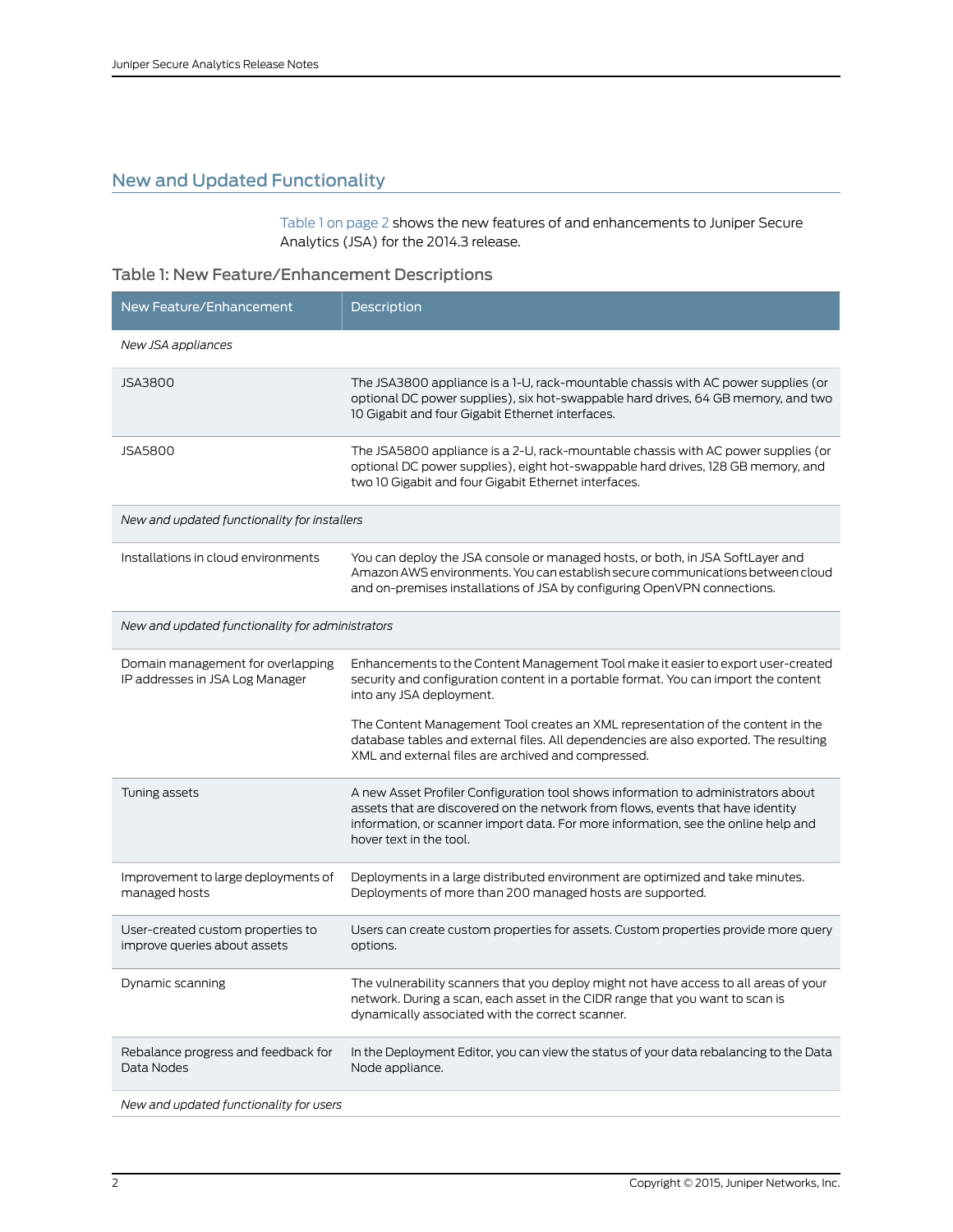## New and Updated Functionality

Table 1 on page 2 shows the new features of and enhancements to Juniper Secure Analytics (JSA) for the 2014.3 release.

### Table 1: New Feature/Enhancement Descriptions

| New Feature/Enhancement | Description |
| --- | --- |
| *New JSA appliances* | |
| JSA3800 | The JSA3800 appliance is a 1-U, rack-mountable chassis with AC power supplies (or optional DC power supplies), six hot-swappable hard drives, 64 GB memory, and two 10 Gigabit and four Gigabit Ethernet interfaces. |
| JSA5800 | The JSA5800 appliance is a 2-U, rack-mountable chassis with AC power supplies (or optional DC power supplies), eight hot-swappable hard drives, 128 GB memory, and two 10 Gigabit and four Gigabit Ethernet interfaces. |
| *New and updated functionality for installers* | |
| Installations in cloud environments | You can deploy the JSA console or managed hosts, or both, in JSA SoftLayer and Amazon AWS environments. You can establish secure communications between cloud and on-premises installations of JSA by configuring OpenVPN connections. |
| *New and updated functionality for administrators* | |
| Domain management for overlapping IP addresses in JSA Log Manager | Enhancements to the Content Management Tool make it easier to export user-created security and configuration content in a portable format. You can import the content into any JSA deployment.<br><br>The Content Management Tool creates an XML representation of the content in the database tables and external files. All dependencies are also exported. The resulting XML and external files are archived and compressed. |
| Tuning assets | A new Asset Profiler Configuration tool shows information to administrators about assets that are discovered on the network from flows, events that have identity information, or scanner import data. For more information, see the online help and hover text in the tool. |
| Improvement to large deployments of managed hosts | Deployments in a large distributed environment are optimized and take minutes. Deployments of more than 200 managed hosts are supported. |
| User-created custom properties to improve queries about assets | Users can create custom properties for assets. Custom properties provide more query options. |
| Dynamic scanning | The vulnerability scanners that you deploy might not have access to all areas of your network. During a scan, each asset in the CIDR range that you want to scan is dynamically associated with the correct scanner. |
| Rebalance progress and feedback for Data Nodes | In the Deployment Editor, you can view the status of your data rebalancing to the Data Node appliance. |
| *New and updated functionality for users* | |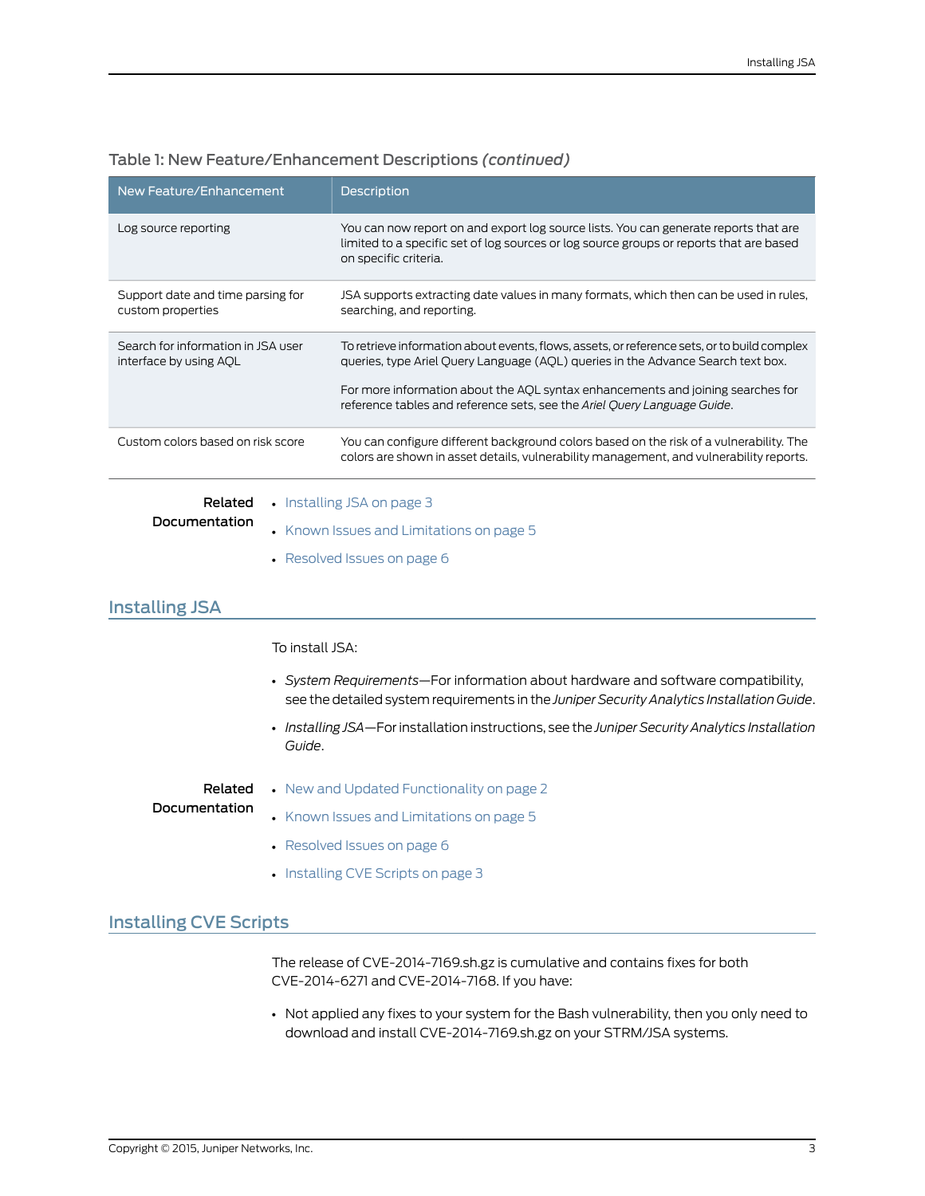Table 1: New Feature/Enhancement Descriptions *(continued)*

| New Feature/Enhancement | Description |
| --- | --- |
| Log source reporting | You can now report on and export log source lists. You can generate reports that are limited to a specific set of log sources or log source groups or reports that are based on specific criteria. |
| Support date and time parsing for custom properties | JSA supports extracting date values in many formats, which then can be used in rules, searching, and reporting. |
| Search for information in JSA user interface by using AQL | To retrieve information about events, flows, assets, or reference sets, or to build complex queries, type Ariel Query Language (AQL) queries in the Advance Search text box.<br><br>For more information about the AQL syntax enhancements and joining searches for reference tables and reference sets, see the *Ariel Query Language Guide*. |
| Custom colors based on risk score | You can configure different background colors based on the risk of a vulnerability. The colors are shown in asset details, vulnerability management, and vulnerability reports. |

**Related Documentation**

- Installing JSA on page 3
- Known Issues and Limitations on page 5
- Resolved Issues on page 6

## Installing JSA

To install JSA:

- *System Requirements*—For information about hardware and software compatibility, see the detailed system requirements in the *Juniper Security Analytics Installation Guide*.
- *Installing JSA*—For installation instructions, see the *Juniper Security Analytics Installation Guide*.

**Related Documentation**

- New and Updated Functionality on page 2
- Known Issues and Limitations on page 5
- Resolved Issues on page 6
- Installing CVE Scripts on page 3

## Installing CVE Scripts

The release of CVE-2014-7169.sh.gz is cumulative and contains fixes for both CVE-2014-6271 and CVE-2014-7168. If you have:

- Not applied any fixes to your system for the Bash vulnerability, then you only need to download and install CVE-2014-7169.sh.gz on your STRM/JSA systems.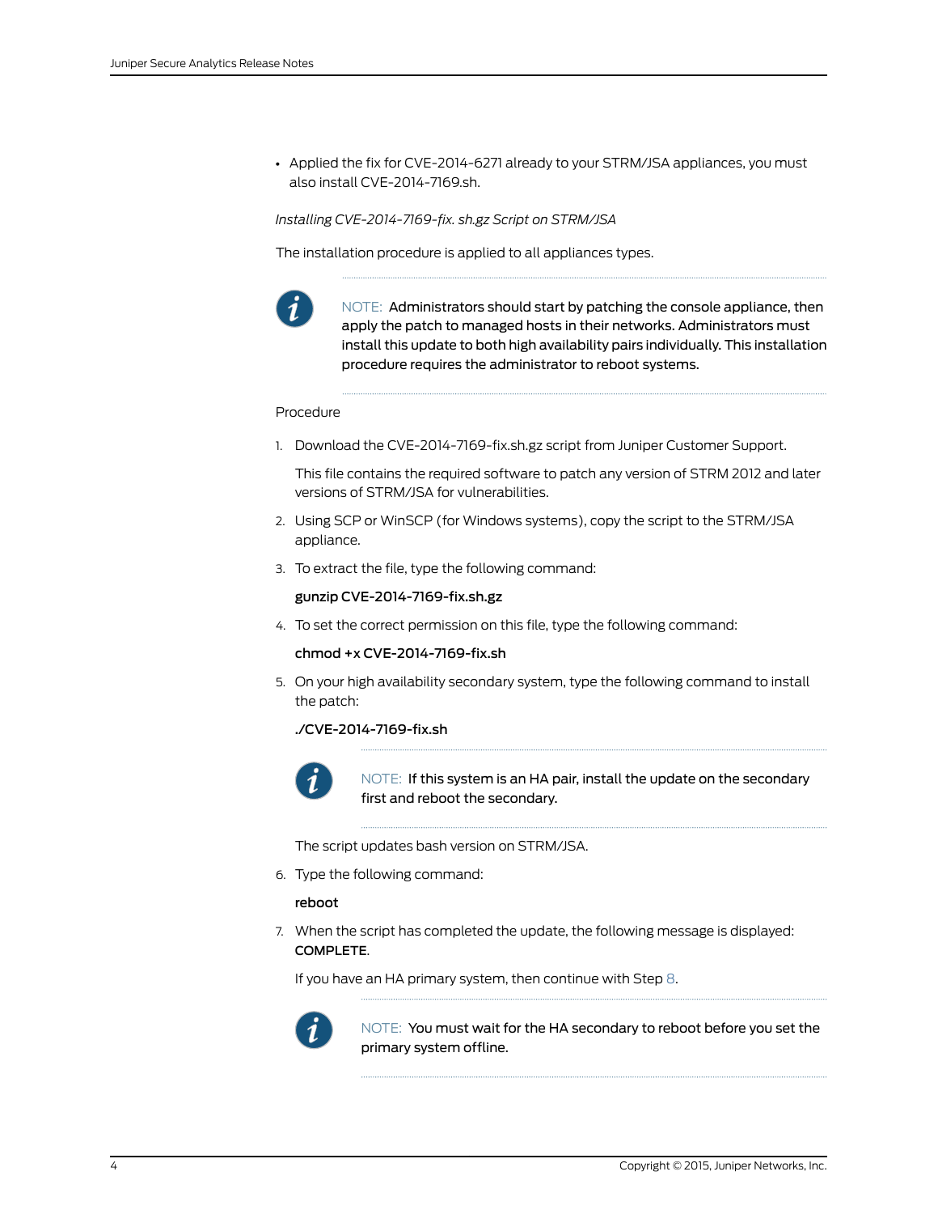- Applied the fix for CVE-2014-6271 already to your STRM/JSA appliances, you must also install CVE-2014-7169.sh.

*Installing CVE-2014-7169-fix. sh.gz Script on STRM/JSA*

The installation procedure is applied to all appliances types.

> NOTE: Administrators should start by patching the console appliance, then apply the patch to managed hosts in their networks. Administrators must install this update to both high availability pairs individually. This installation procedure requires the administrator to reboot systems.

Procedure

1. Download the CVE-2014-7169-fix.sh.gz script from Juniper Customer Support.

   This file contains the required software to patch any version of STRM 2012 and later versions of STRM/JSA for vulnerabilities.

2. Using SCP or WinSCP (for Windows systems), copy the script to the STRM/JSA appliance.

3. To extract the file, type the following command:

   **gunzip CVE-2014-7169-fix.sh.gz**

4. To set the correct permission on this file, type the following command:

   **chmod +x CVE-2014-7169-fix.sh**

5. On your high availability secondary system, type the following command to install the patch:

   **./CVE-2014-7169-fix.sh**

   > NOTE: If this system is an HA pair, install the update on the secondary first and reboot the secondary.

   The script updates bash version on STRM/JSA.

6. Type the following command:

   **reboot**

7. When the script has completed the update, the following message is displayed: **COMPLETE**.

   If you have an HA primary system, then continue with Step 8.

   > NOTE: You must wait for the HA secondary to reboot before you set the primary system offline.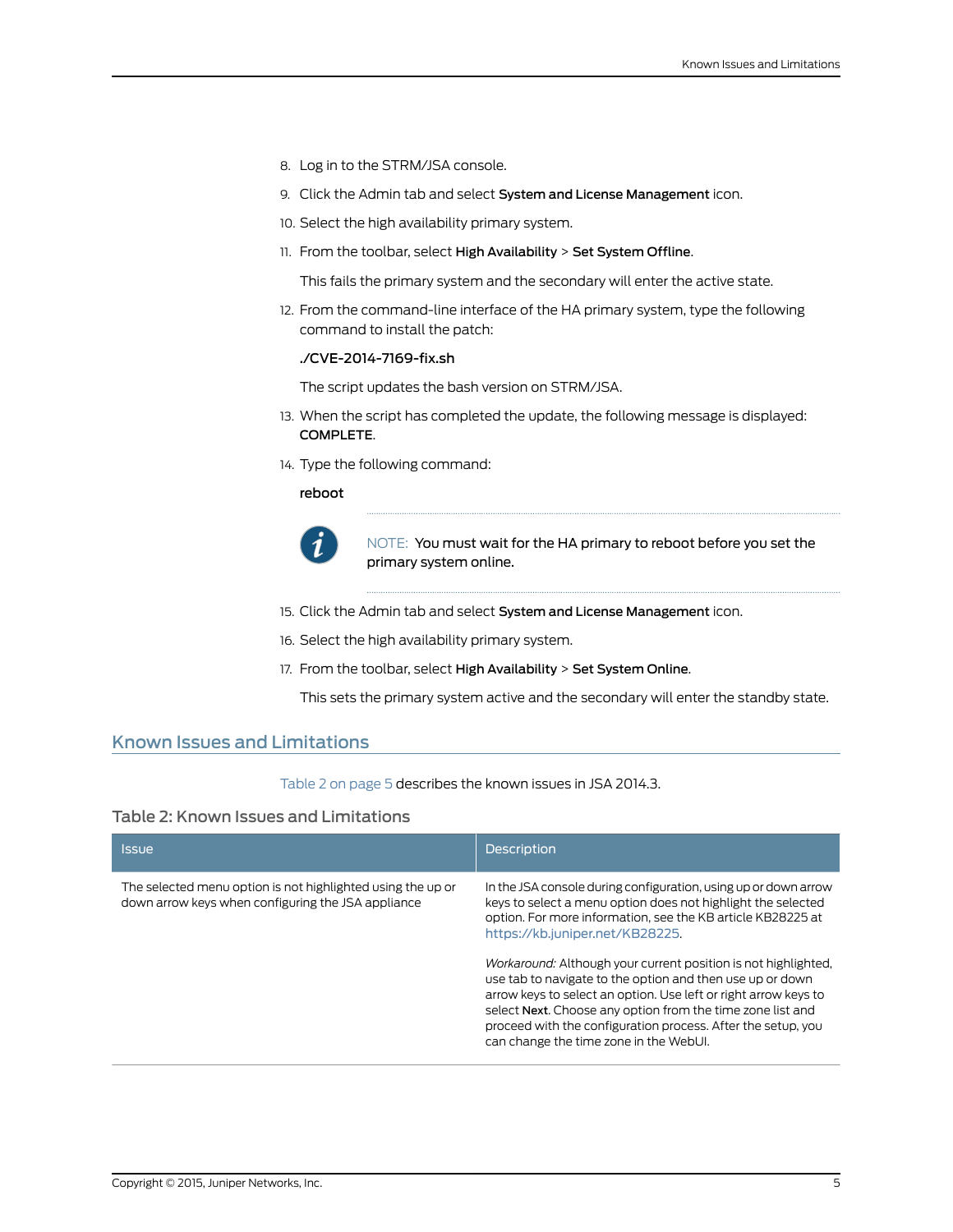8. Log in to the STRM/JSA console.
9. Click the Admin tab and select **System and License Management** icon.
10. Select the high availability primary system.
11. From the toolbar, select **High Availability** > **Set System Offline**.

    This fails the primary system and the secondary will enter the active state.

12. From the command-line interface of the HA primary system, type the following command to install the patch:

    **./CVE-2014-7169-fix.sh**

    The script updates the bash version on STRM/JSA.

13. When the script has completed the update, the following message is displayed: **COMPLETE**.
14. Type the following command:

    **reboot**

    NOTE: You must wait for the HA primary to reboot before you set the primary system online.

15. Click the Admin tab and select **System and License Management** icon.
16. Select the high availability primary system.
17. From the toolbar, select **High Availability** > **Set System Online**.

    This sets the primary system active and the secondary will enter the standby state.

## Known Issues and Limitations

Table 2 on page 5 describes the known issues in JSA 2014.3.

### Table 2: Known Issues and Limitations

| Issue | Description |
| --- | --- |
| The selected menu option is not highlighted using the up or down arrow keys when configuring the JSA appliance | In the JSA console during configuration, using up or down arrow keys to select a menu option does not highlight the selected option. For more information, see the KB article KB28225 at https://kb.juniper.net/KB28225.<br><br>*Workaround:* Although your current position is not highlighted, use tab to navigate to the option and then use up or down arrow keys to select an option. Use left or right arrow keys to select **Next**. Choose any option from the time zone list and proceed with the configuration process. After the setup, you can change the time zone in the WebUI. |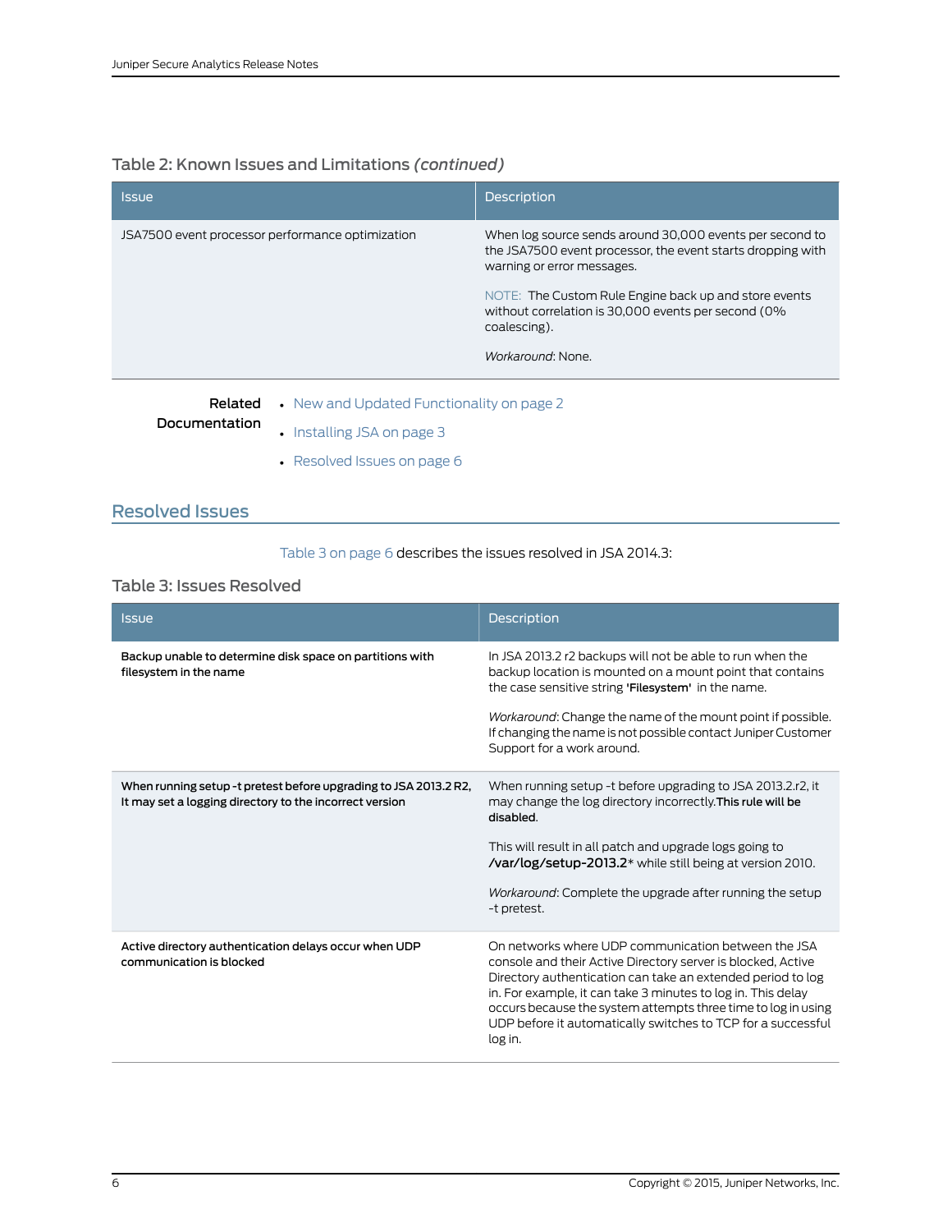Table 2: Known Issues and Limitations *(continued)*

| Issue | Description |
|---|---|
| JSA7500 event processor performance optimization | When log source sends around 30,000 events per second to the JSA7500 event processor, the event starts dropping with warning or error messages.<br><br>NOTE: The Custom Rule Engine back up and store events without correlation is 30,000 events per second (0% coalescing).<br><br>*Workaround*: None. |

**Related Documentation**

- New and Updated Functionality on page 2
- Installing JSA on page 3
- Resolved Issues on page 6

## Resolved Issues

Table 3 on page 6 describes the issues resolved in JSA 2014.3:

Table 3: Issues Resolved

| Issue | Description |
|---|---|
| **Backup unable to determine disk space on partitions with filesystem in the name** | In JSA 2013.2 r2 backups will not be able to run when the backup location is mounted on a mount point that contains the case sensitive string **'Filesystem'** in the name.<br><br>*Workaround*: Change the name of the mount point if possible. If changing the name is not possible contact Juniper Customer Support for a work around. |
| **When running setup -t pretest before upgrading to JSA 2013.2 R2, It may set a logging directory to the incorrect version** | When running setup -t before upgrading to JSA 2013.2.r2, it may change the log directory incorrectly.**This rule will be disabled**.<br><br>This will result in all patch and upgrade logs going to **/var/log/setup-2013.2**\* while still being at version 2010.<br><br>*Workaround*: Complete the upgrade after running the setup -t pretest. |
| **Active directory authentication delays occur when UDP communication is blocked** | On networks where UDP communication between the JSA console and their Active Directory server is blocked, Active Directory authentication can take an extended period to log in. For example, it can take 3 minutes to log in. This delay occurs because the system attempts three time to log in using UDP before it automatically switches to TCP for a successful log in. |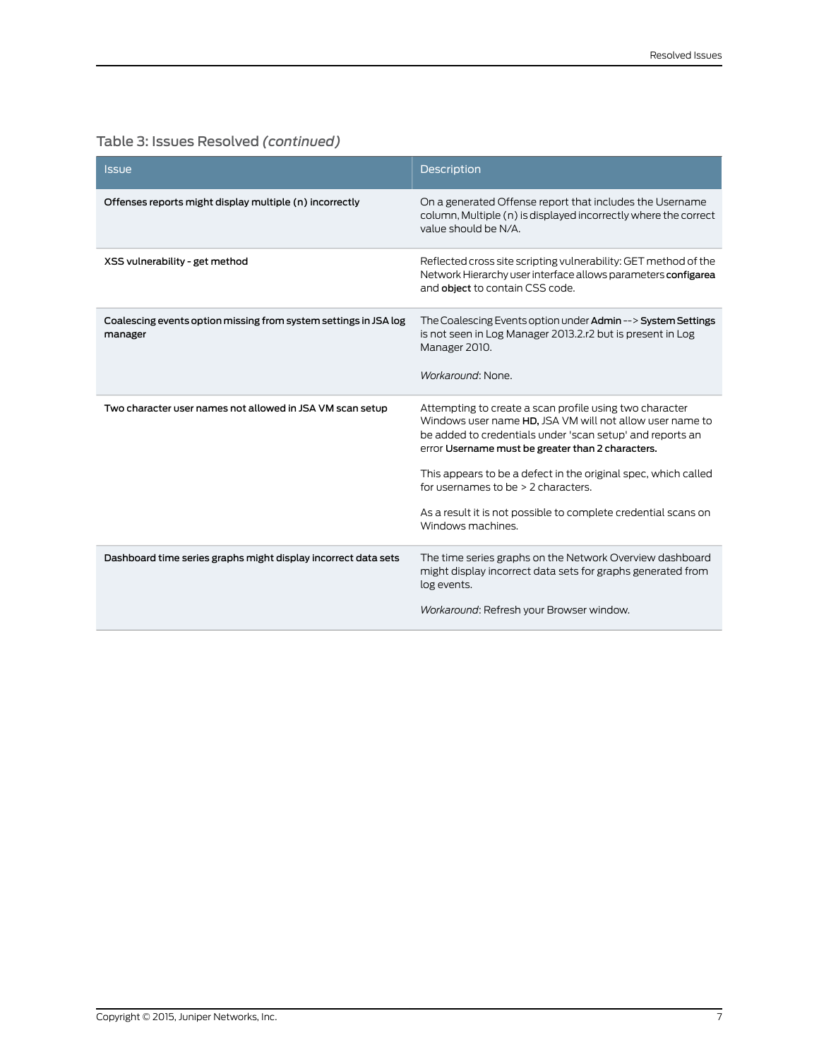Table 3: Issues Resolved *(continued)*

| Issue | Description |
| --- | --- |
| **Offenses reports might display multiple (n) incorrectly** | On a generated Offense report that includes the Username column, Multiple (n) is displayed incorrectly where the correct value should be N/A. |
| **XSS vulnerability - get method** | Reflected cross site scripting vulnerability: GET method of the Network Hierarchy user interface allows parameters **configarea** and **object** to contain CSS code. |
| **Coalescing events option missing from system settings in JSA log manager** | The Coalescing Events option under **Admin** --> **System Settings** is not seen in Log Manager 2013.2.r2 but is present in Log Manager 2010.<br><br>*Workaround*: None. |
| **Two character user names not allowed in JSA VM scan setup** | Attempting to create a scan profile using two character Windows user name **HD,** JSA VM will not allow user name to be added to credentials under 'scan setup' and reports an error **Username must be greater than 2 characters.**<br><br>This appears to be a defect in the original spec, which called for usernames to be > 2 characters.<br><br>As a result it is not possible to complete credential scans on Windows machines. |
| **Dashboard time series graphs might display incorrect data sets** | The time series graphs on the Network Overview dashboard might display incorrect data sets for graphs generated from log events.<br><br>*Workaround*: Refresh your Browser window. |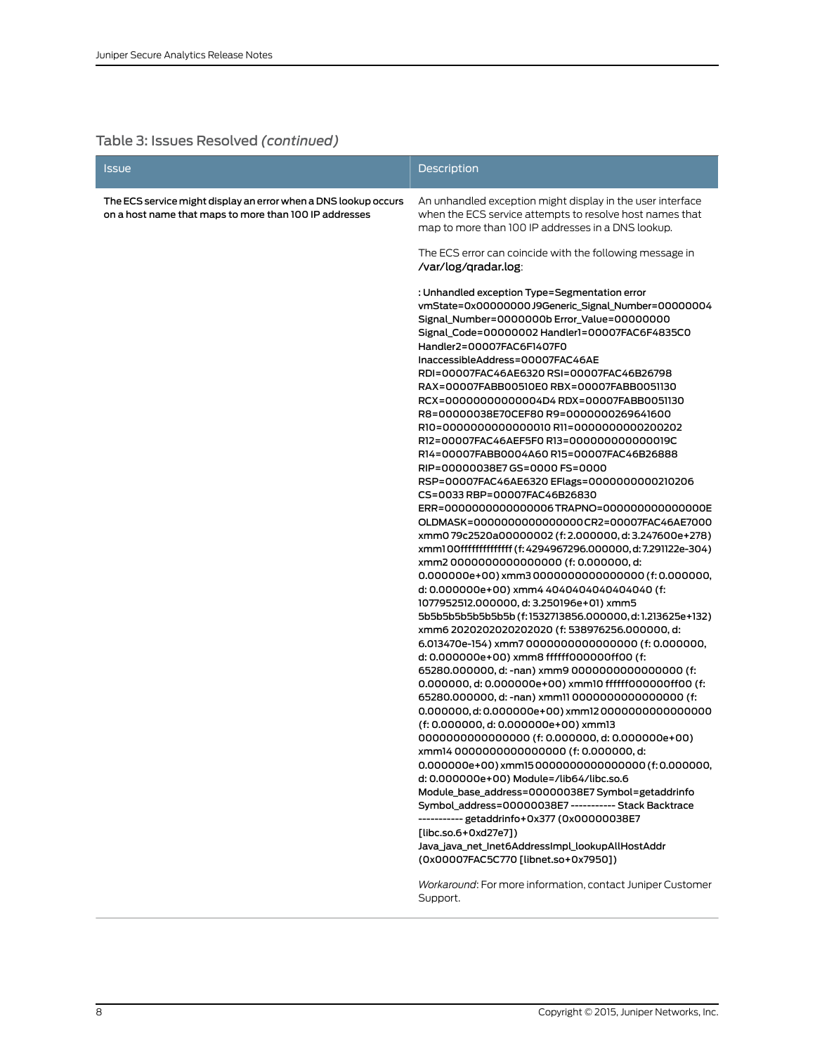Table 3: Issues Resolved *(continued)*

| Issue | Description |
|---|---|
| **The ECS service might display an error when a DNS lookup occurs on a host name that maps to more than 100 IP addresses** | An unhandled exception might display in the user interface when the ECS service attempts to resolve host names that map to more than 100 IP addresses in a DNS lookup.<br><br>The ECS error can coincide with the following message in **/var/log/qradar.log**:<br><br>**: Unhandled exception Type=Segmentation error vmState=0x00000000 J9Generic_Signal_Number=00000004 Signal_Number=0000000b Error_Value=00000000 Signal_Code=00000002 Handler1=00007FAC6F4835C0 Handler2=00007FAC6F1407F0 InaccessibleAddress=00007FAC46AE RDI=00007FAC46AE6320 RSI=00007FAC46B26798 RAX=00007FABB00510E0 RBX=00007FABB0051130 RCX=00000000000004D4 RDX=00007FABB0051130 R8=00000038E70CEF80 R9=0000000269641600 R10=0000000000000010 R11=0000000000200202 R12=00007FAC46AEF5F0 R13=000000000000019C R14=00007FABB0004A60 R15=00007FAC46B26888 RIP=00000038E7 GS=0000 FS=0000 RSP=00007FAC46AE6320 EFlags=0000000000210206 CS=0033 RBP=00007FAC46B26830 ERR=0000000000000006 TRAPNO=000000000000000E OLDMASK=0000000000000000 CR2=00007FAC46AE7000 xmm0 79c2520a00000002 (f: 2.000000, d: 3.247600e+278) xmm1 00ffffffffffffff (f: 4294967296.000000, d: 7.291122e-304) xmm2 0000000000000000 (f: 0.000000, d: 0.000000e+00) xmm3 0000000000000000 (f: 0.000000, d: 0.000000e+00) xmm4 4040404040404040 (f: 1077952512.000000, d: 3.250196e+01) xmm5 5b5b5b5b5b5b5b5b (f: 1532713856.000000, d: 1.213625e+132) xmm6 2020202020202020 (f: 538976256.000000, d: 6.013470e-154) xmm7 0000000000000000 (f: 0.000000, d: 0.000000e+00) xmm8 ffffff000000ff00 (f: 65280.000000, d: -nan) xmm9 0000000000000000 (f: 0.000000, d: 0.000000e+00) xmm10 ffffff000000ff00 (f: 65280.000000, d: -nan) xmm11 0000000000000000 (f: 0.000000, d: 0.000000e+00) xmm12 0000000000000000 (f: 0.000000, d: 0.000000e+00) xmm13 0000000000000000 (f: 0.000000, d: 0.000000e+00) xmm14 0000000000000000 (f: 0.000000, d: 0.000000e+00) xmm15 0000000000000000 (f: 0.000000, d: 0.000000e+00) Module=/lib64/libc.so.6 Module_base_address=00000038E7 Symbol=getaddrinfo Symbol_address=00000038E7 ----------- Stack Backtrace ----------- getaddrinfo+0x377 (0x00000038E7 [libc.so.6+0xd27e7]) Java_java_net_Inet6AddressImpl_lookupAllHostAddr (0x00007FAC5C770 [libnet.so+0x7950])**<br><br>*Workaround*: For more information, contact Juniper Customer Support. |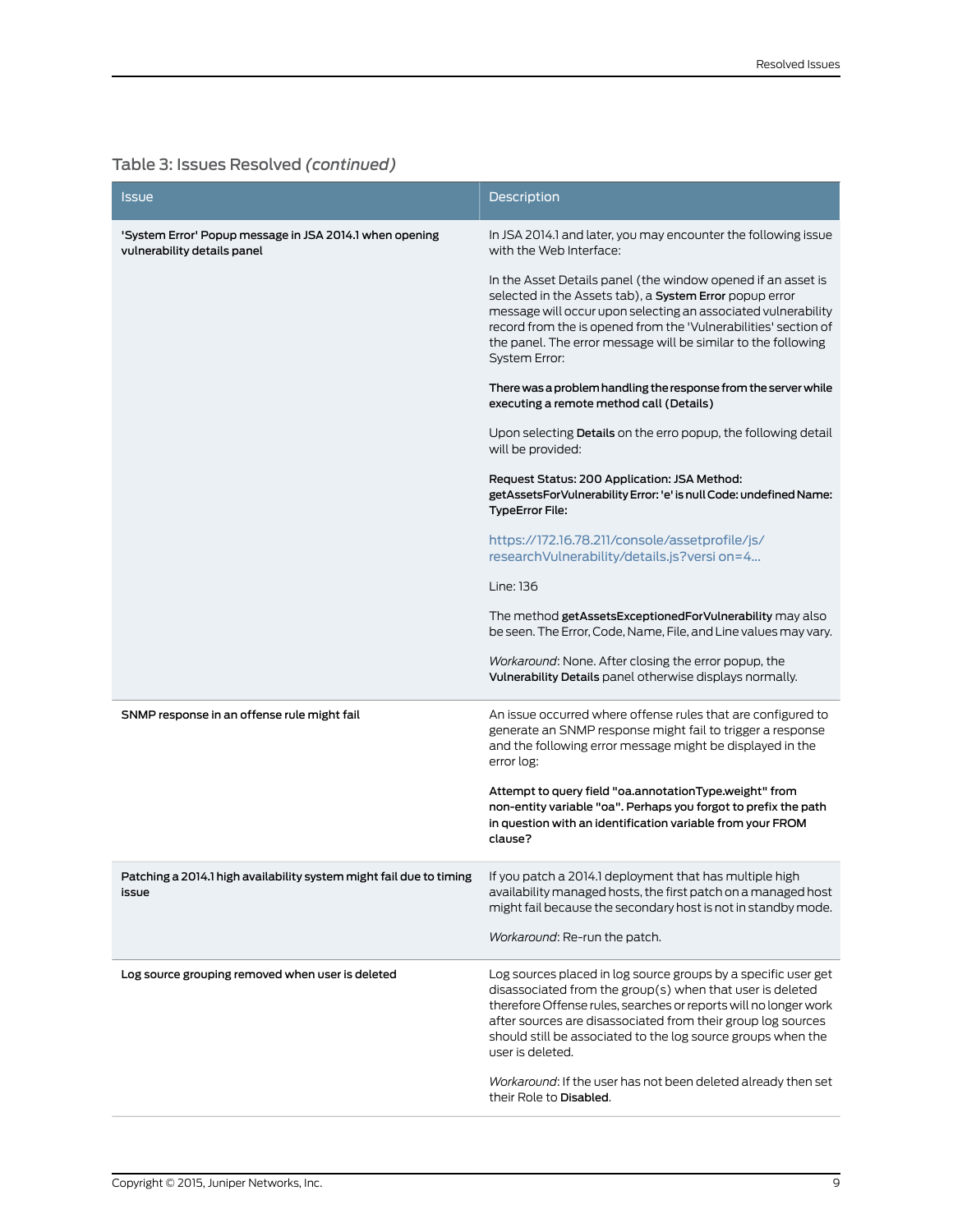Table 3: Issues Resolved *(continued)*

| Issue | Description |
|---|---|
| **'System Error' Popup message in JSA 2014.1 when opening vulnerability details panel** | In JSA 2014.1 and later, you may encounter the following issue with the Web Interface:<br><br>In the Asset Details panel (the window opened if an asset is selected in the Assets tab), a **System Error** popup error message will occur upon selecting an associated vulnerability record from the is opened from the 'Vulnerabilities' section of the panel. The error message will be similar to the following System Error:<br><br>**There was a problem handling the response from the server while executing a remote method call (Details)**<br><br>Upon selecting **Details** on the erro popup, the following detail will be provided:<br><br>**Request Status: 200 Application: JSA Method: getAssetsForVulnerability Error: 'e' is null Code: undefined Name: TypeError File:**<br><br>https://172.16.78.211/console/assetprofile/js/researchVulnerability/details.js?versi on=4...<br><br>Line: 136<br><br>The method **getAssetsExceptionedForVulnerability** may also be seen. The Error, Code, Name, File, and Line values may vary.<br><br>*Workaround*: None. After closing the error popup, the **Vulnerability Details** panel otherwise displays normally. |
| **SNMP response in an offense rule might fail** | An issue occurred where offense rules that are configured to generate an SNMP response might fail to trigger a response and the following error message might be displayed in the error log:<br><br>**Attempt to query field "oa.annotationType.weight" from non-entity variable "oa". Perhaps you forgot to prefix the path in question with an identification variable from your FROM clause?** |
| **Patching a 2014.1 high availability system might fail due to timing issue** | If you patch a 2014.1 deployment that has multiple high availability managed hosts, the first patch on a managed host might fail because the secondary host is not in standby mode.<br><br>*Workaround*: Re-run the patch. |
| **Log source grouping removed when user is deleted** | Log sources placed in log source groups by a specific user get disassociated from the group(s) when that user is deleted therefore Offense rules, searches or reports will no longer work after sources are disassociated from their group log sources should still be associated to the log source groups when the user is deleted.<br><br>*Workaround*: If the user has not been deleted already then set their Role to **Disabled**. |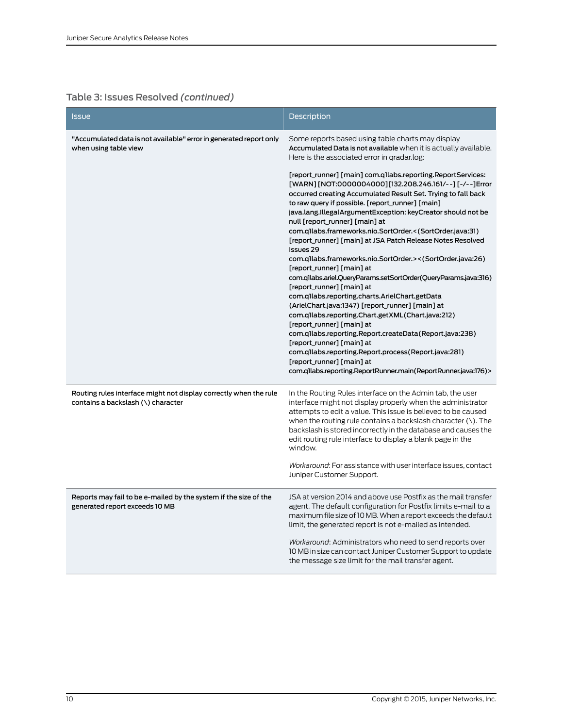Table 3: Issues Resolved *(continued)*

| Issue | Description |
| --- | --- |
| "Accumulated data is not available" error in generated report only when using table view | Some reports based using table charts may display **Accumulated Data is not available** when it is actually available. Here is the associated error in qradar.log:<br><br>[report_runner] [main] com.q1labs.reporting.ReportServices: [WARN] [NOT:0000004000][132.208.246.161/--] [-/--]Error occurred creating Accumulated Result Set. Trying to fall back to raw query if possible. [report_runner] [main] java.lang.IllegalArgumentException: keyCreator should not be null [report_runner] [main] at com.q1labs.frameworks.nio.SortOrder.<(SortOrder.java:31) [report_runner] [main] at JSA Patch Release Notes Resolved Issues 29 com.q1labs.frameworks.nio.SortOrder.><(SortOrder.java:26) [report_runner] [main] at com.q1labs.ariel.QueryParams.setSortOrder(QueryParams.java:316) [report_runner] [main] at com.q1labs.reporting.charts.ArielChart.getData (ArielChart.java:1347) [report_runner] [main] at com.q1labs.reporting.Chart.getXML(Chart.java:212) [report_runner] [main] at com.q1labs.reporting.Report.createData(Report.java:238) [report_runner] [main] at com.q1labs.reporting.Report.process(Report.java:281) [report_runner] [main] at com.q1labs.reporting.ReportRunner.main(ReportRunner.java:176)> |
| Routing rules interface might not display correctly when the rule contains a backslash (\) character | In the Routing Rules interface on the Admin tab, the user interface might not display properly when the administrator attempts to edit a value. This issue is believed to be caused when the routing rule contains a backslash character (\). The backslash is stored incorrectly in the database and causes the edit routing rule interface to display a blank page in the window.<br><br>*Workaround*: For assistance with user interface issues, contact Juniper Customer Support. |
| Reports may fail to be e-mailed by the system if the size of the generated report exceeds 10 MB | JSA at version 2014 and above use Postfix as the mail transfer agent. The default configuration for Postfix limits e-mail to a maximum file size of 10 MB. When a report exceeds the default limit, the generated report is not e-mailed as intended.<br><br>*Workaround*: Administrators who need to send reports over 10 MB in size can contact Juniper Customer Support to update the message size limit for the mail transfer agent. |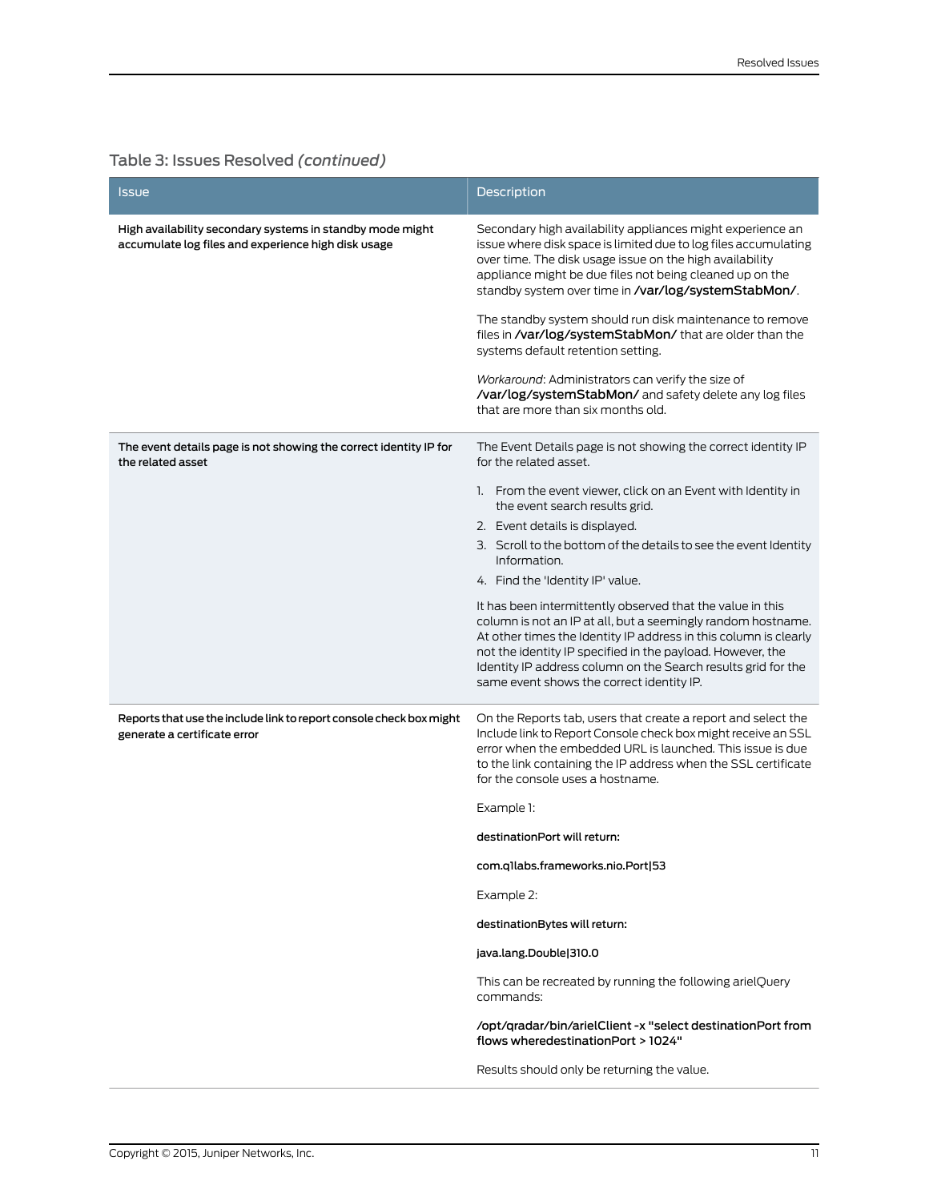Table 3: Issues Resolved *(continued)*

| Issue | Description |
| --- | --- |
| **High availability secondary systems in standby mode might accumulate log files and experience high disk usage** | Secondary high availability appliances might experience an issue where disk space is limited due to log files accumulating over time. The disk usage issue on the high availability appliance might be due files not being cleaned up on the standby system over time in **/var/log/systemStabMon/**.<br><br>The standby system should run disk maintenance to remove files in **/var/log/systemStabMon/** that are older than the systems default retention setting.<br><br>*Workaround*: Administrators can verify the size of **/var/log/systemStabMon/** and safety delete any log files that are more than six months old. |
| **The event details page is not showing the correct identity IP for the related asset** | The Event Details page is not showing the correct identity IP for the related asset.<br><br>1. From the event viewer, click on an Event with Identity in the event search results grid.<br>2. Event details is displayed.<br>3. Scroll to the bottom of the details to see the event Identity Information.<br>4. Find the 'Identity IP' value.<br><br>It has been intermittently observed that the value in this column is not an IP at all, but a seemingly random hostname. At other times the Identity IP address in this column is clearly not the identity IP specified in the payload. However, the Identity IP address column on the Search results grid for the same event shows the correct identity IP. |
| **Reports that use the include link to report console check box might generate a certificate error** | On the Reports tab, users that create a report and select the Include link to Report Console check box might receive an SSL error when the embedded URL is launched. This issue is due to the link containing the IP address when the SSL certificate for the console uses a hostname.<br><br>Example 1:<br><br>**destinationPort will return:**<br><br>**com.q1labs.frameworks.nio.Port\|53**<br><br>Example 2:<br><br>**destinationBytes will return:**<br><br>**java.lang.Double\|310.0**<br><br>This can be recreated by running the following arielQuery commands:<br><br>**/opt/qradar/bin/arielClient -x "select destinationPort from flows wheredestinationPort > 1024"**<br><br>Results should only be returning the value. |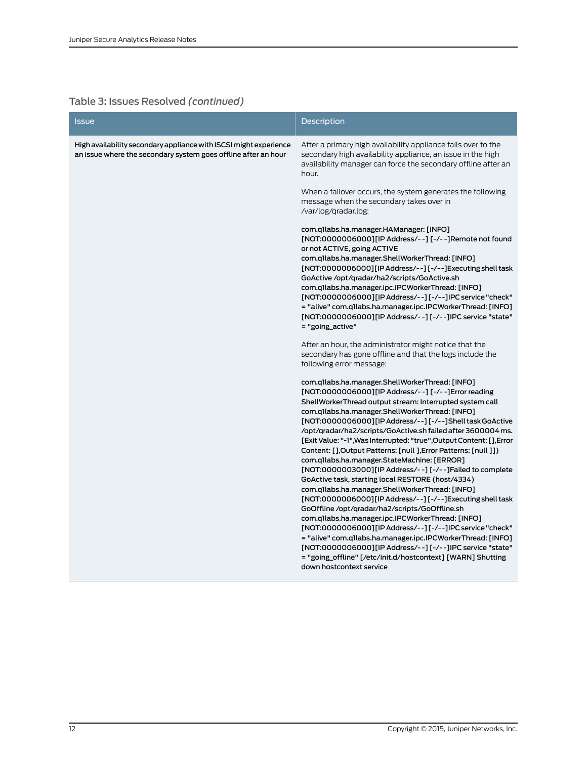Table 3: Issues Resolved *(continued)*

| Issue | Description |
|---|---|
| High availability secondary appliance with ISCSI might experience an issue where the secondary system goes offline after an hour | After a primary high availability appliance fails over to the secondary high availability appliance, an issue in the high availability manager can force the secondary offline after an hour.<br><br>When a failover occurs, the system generates the following message when the secondary takes over in /var/log/qradar.log:<br><br>com.q1labs.ha.manager.HAManager: [INFO] [NOT:0000006000][IP Address/- -] [-/- -]Remote not found or not ACTIVE, going ACTIVE com.q1labs.ha.manager.ShellWorkerThread: [INFO] [NOT:0000006000][IP Address/- -] [-/- -]Executing shell task GoActive /opt/qradar/ha2/scripts/GoActive.sh com.q1labs.ha.manager.ipc.IPCWorkerThread: [INFO] [NOT:0000006000][IP Address/- -] [-/- -]IPC service "check" = "alive" com.q1labs.ha.manager.ipc.IPCWorkerThread: [INFO] [NOT:0000006000][IP Address/- -] [-/- -]IPC service "state" = "going_active"<br><br>After an hour, the administrator might notice that the secondary has gone offline and that the logs include the following error message:<br><br>com.q1labs.ha.manager.ShellWorkerThread: [INFO] [NOT:0000006000][IP Address/- -] [-/- -]Error reading ShellWorkerThread output stream: Interrupted system call com.q1labs.ha.manager.ShellWorkerThread: [INFO] [NOT:0000006000][IP Address/- -] [-/- -]Shell task GoActive /opt/qradar/ha2/scripts/GoActive.sh failed after 3600004 ms. [Exit Value: "-1",Was Interrupted: "true",Output Content: [],Error Content: [],Output Patterns: [null ],Error Patterns: [null ]]) com.q1labs.ha.manager.StateMachine: [ERROR] [NOT:0000003000][IP Address/- -] [-/- -]Failed to complete GoActive task, starting local RESTORE (host/4334) com.q1labs.ha.manager.ShellWorkerThread: [INFO] [NOT:0000006000][IP Address/- -] [-/- -]Executing shell task GoOffline /opt/qradar/ha2/scripts/GoOffline.sh com.q1labs.ha.manager.ipc.IPCWorkerThread: [INFO] [NOT:0000006000][IP Address/- -] [-/- -]IPC service "check" = "alive" com.q1labs.ha.manager.ipc.IPCWorkerThread: [INFO] [NOT:0000006000][IP Address/- -] [-/- -]IPC service "state" = "going_offline" [/etc/init.d/hostcontext] [WARN] Shutting down hostcontext service |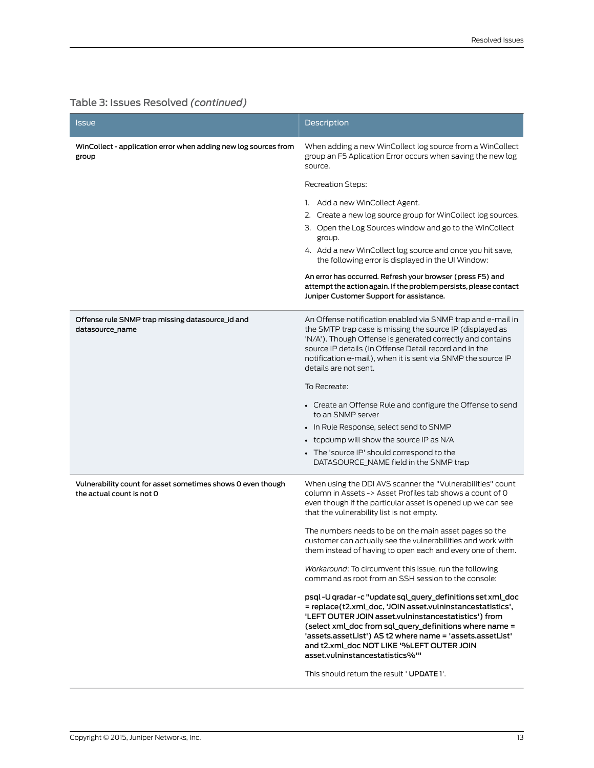Table 3: Issues Resolved *(continued)*

| Issue | Description |
|---|---|
| **WinCollect - application error when adding new log sources from group** | When adding a new WinCollect log source from a WinCollect group an F5 Aplication Error occurs when saving the new log source.<br><br>Recreation Steps:<br><br>1. Add a new WinCollect Agent.<br>2. Create a new log source group for WinCollect log sources.<br>3. Open the Log Sources window and go to the WinCollect group.<br>4. Add a new WinCollect log source and once you hit save, the following error is displayed in the UI Window:<br><br>**An error has occurred. Refresh your browser (press F5) and attempt the action again. If the problem persists, please contact Juniper Customer Support for assistance.** |
| **Offense rule SNMP trap missing datasource_id and datasource_name** | An Offense notification enabled via SNMP trap and e-mail in the SMTP trap case is missing the source IP (displayed as 'N/A'). Though Offense is generated correctly and contains source IP details (in Offense Detail record and in the notification e-mail), when it is sent via SNMP the source IP details are not sent.<br><br>To Recreate:<br><br>• Create an Offense Rule and configure the Offense to send to an SNMP server<br>• In Rule Response, select send to SNMP<br>• tcpdump will show the source IP as N/A<br>• The 'source IP' should correspond to the DATASOURCE_NAME field in the SNMP trap |
| **Vulnerability count for asset sometimes shows 0 even though the actual count is not 0** | When using the DDI AVS scanner the "Vulnerabilities" count column in Assets -> Asset Profiles tab shows a count of 0 even though if the particular asset is opened up we can see that the vulnerability list is not empty.<br><br>The numbers needs to be on the main asset pages so the customer can actually see the vulnerabilities and work with them instead of having to open each and every one of them.<br><br>*Workaround*: To circumvent this issue, run the following command as root from an SSH session to the console:<br><br>**psql -U qradar -c "update sql_query_definitions set xml_doc = replace(t2.xml_doc, 'JOIN asset.vulninstancestatistics', 'LEFT OUTER JOIN asset.vulninstancestatistics') from (select xml_doc from sql_query_definitions where name = 'assets.assetList') AS t2 where name = 'assets.assetList' and t2.xml_doc NOT LIKE '%LEFT OUTER JOIN asset.vulninstancestatistics%'"**<br><br>This should return the result ' **UPDATE 1**'. |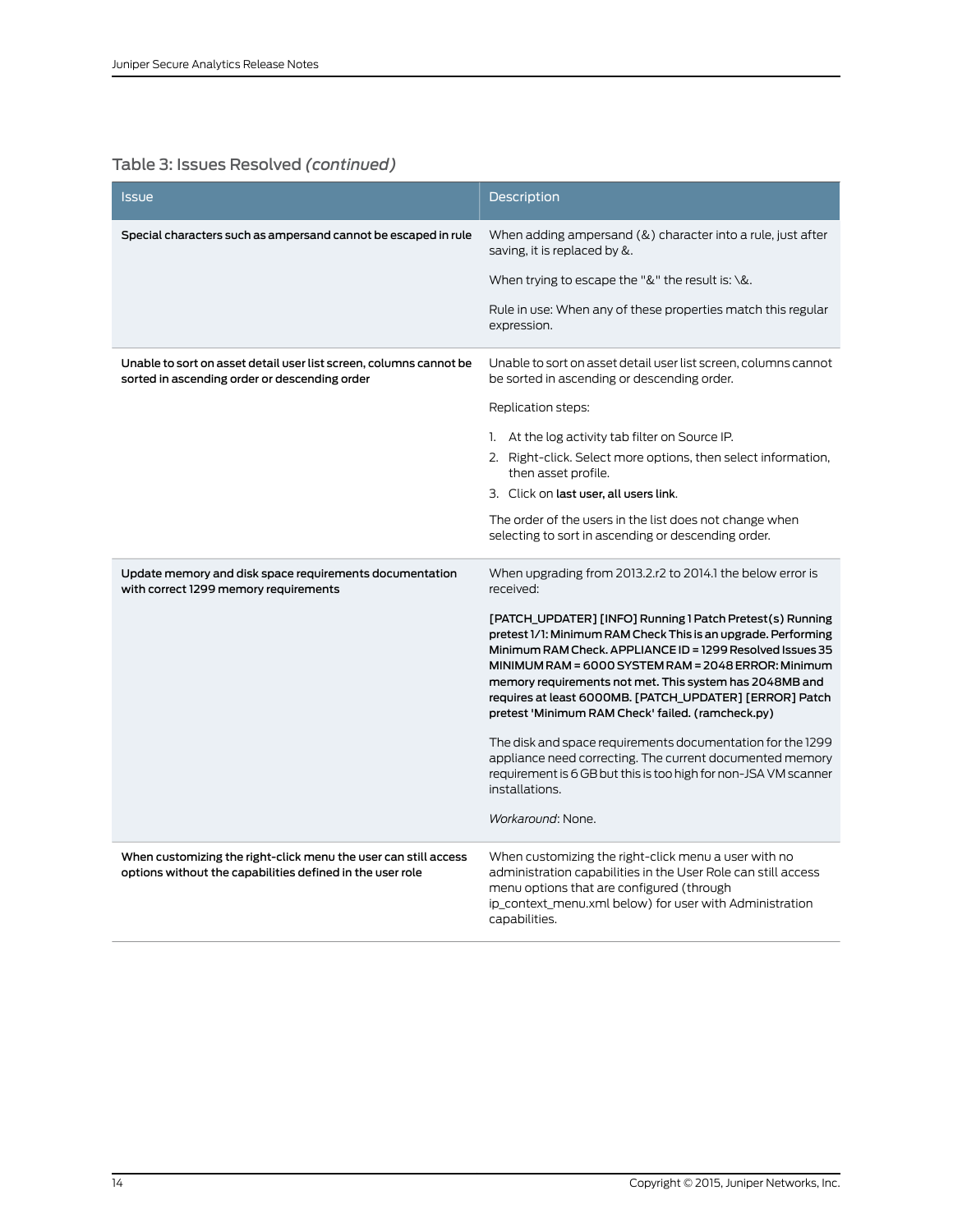Table 3: Issues Resolved *(continued)*

| Issue | Description |
|---|---|
| Special characters such as ampersand cannot be escaped in rule | When adding ampersand (&) character into a rule, just after saving, it is replaced by &.<br><br>When trying to escape the "&" the result is: \&.<br><br>Rule in use: When any of these properties match this regular expression. |
| Unable to sort on asset detail user list screen, columns cannot be sorted in ascending order or descending order | Unable to sort on asset detail user list screen, columns cannot be sorted in ascending or descending order.<br><br>Replication steps:<br><br>1. At the log activity tab filter on Source IP.<br>2. Right-click. Select more options, then select information, then asset profile.<br>3. Click on **last user, all users link**.<br><br>The order of the users in the list does not change when selecting to sort in ascending or descending order. |
| Update memory and disk space requirements documentation with correct 1299 memory requirements | When upgrading from 2013.2.r2 to 2014.1 the below error is received:<br><br>[PATCH_UPDATER] [INFO] Running 1 Patch Pretest(s) Running pretest 1/1: Minimum RAM Check This is an upgrade. Performing Minimum RAM Check. APPLIANCE ID = 1299 Resolved Issues 35 MINIMUM RAM = 6000 SYSTEM RAM = 2048 ERROR: Minimum memory requirements not met. This system has 2048MB and requires at least 6000MB. [PATCH_UPDATER] [ERROR] Patch pretest 'Minimum RAM Check' failed. (ramcheck.py)<br><br>The disk and space requirements documentation for the 1299 appliance need correcting. The current documented memory requirement is 6 GB but this is too high for non-JSA VM scanner installations.<br><br>*Workaround*: None. |
| When customizing the right-click menu the user can still access options without the capabilities defined in the user role | When customizing the right-click menu a user with no administration capabilities in the User Role can still access menu options that are configured (through ip_context_menu.xml below) for user with Administration capabilities. |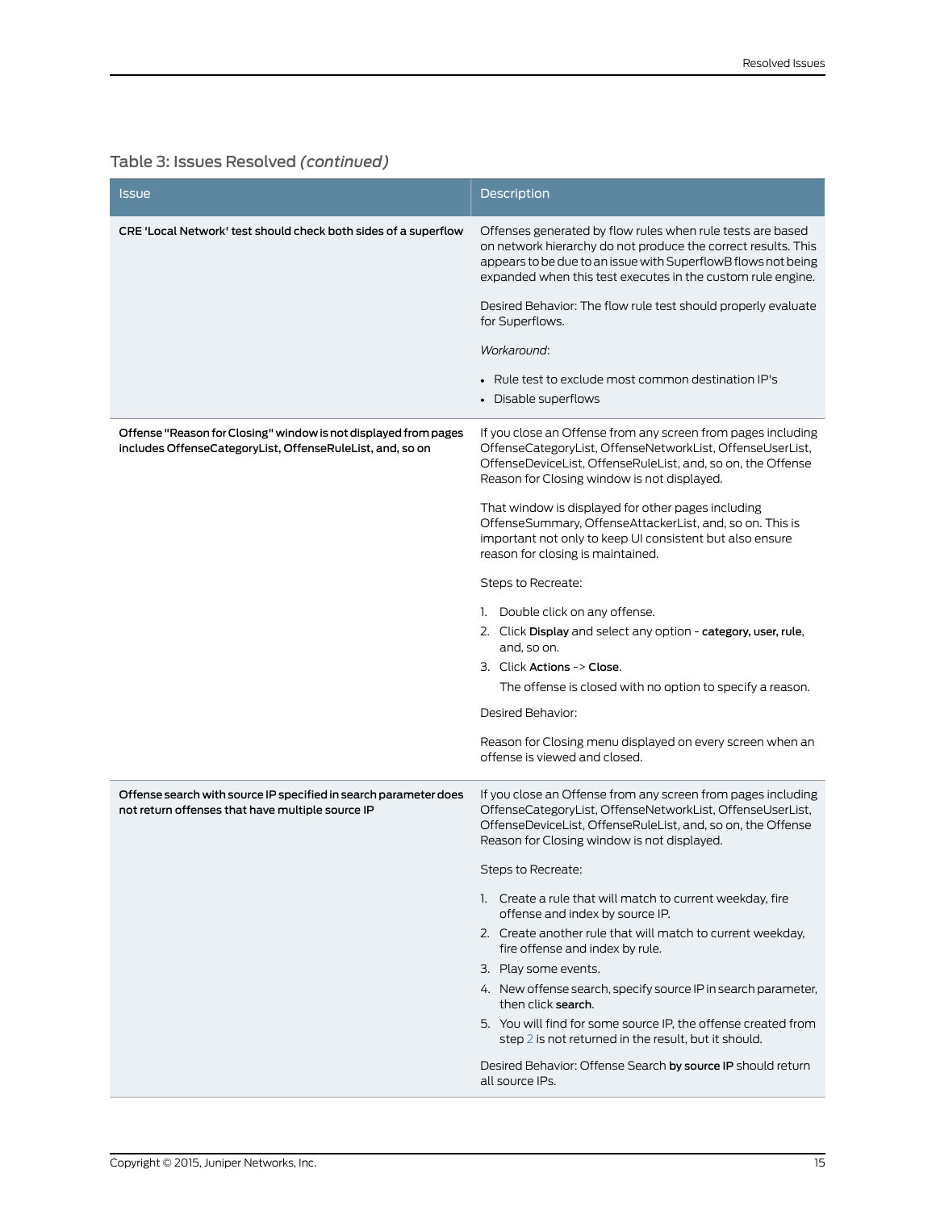Table 3: Issues Resolved *(continued)*

| Issue | Description |
| --- | --- |
| **CRE 'Local Network' test should check both sides of a superflow** | Offenses generated by flow rules when rule tests are based on network hierarchy do not produce the correct results. This appears to be due to an issue with SuperflowB flows not being expanded when this test executes in the custom rule engine.<br><br>Desired Behavior: The flow rule test should properly evaluate for Superflows.<br><br>*Workaround*:<br><br>• Rule test to exclude most common destination IP's<br>• Disable superflows |
| **Offense "Reason for Closing" window is not displayed from pages includes OffenseCategoryList, OffenseRuleList, and, so on** | If you close an Offense from any screen from pages including OffenseCategoryList, OffenseNetworkList, OffenseUserList, OffenseDeviceList, OffenseRuleList, and, so on, the Offense Reason for Closing window is not displayed.<br><br>That window is displayed for other pages including OffenseSummary, OffenseAttackerList, and, so on. This is important not only to keep UI consistent but also ensure reason for closing is maintained.<br><br>Steps to Recreate:<br><br>1. Double click on any offense.<br>2. Click **Display** and select any option - **category, user, rule**, and, so on.<br>3. Click **Actions** -> **Close**.<br>The offense is closed with no option to specify a reason.<br><br>Desired Behavior:<br><br>Reason for Closing menu displayed on every screen when an offense is viewed and closed. |
| **Offense search with source IP specified in search parameter does not return offenses that have multiple source IP** | If you close an Offense from any screen from pages including OffenseCategoryList, OffenseNetworkList, OffenseUserList, OffenseDeviceList, OffenseRuleList, and, so on, the Offense Reason for Closing window is not displayed.<br><br>Steps to Recreate:<br><br>1. Create a rule that will match to current weekday, fire offense and index by source IP.<br>2. Create another rule that will match to current weekday, fire offense and index by rule.<br>3. Play some events.<br>4. New offense search, specify source IP in search parameter, then click **search**.<br>5. You will find for some source IP, the offense created from step 2 is not returned in the result, but it should.<br><br>Desired Behavior: Offense Search **by source IP** should return all source IPs. |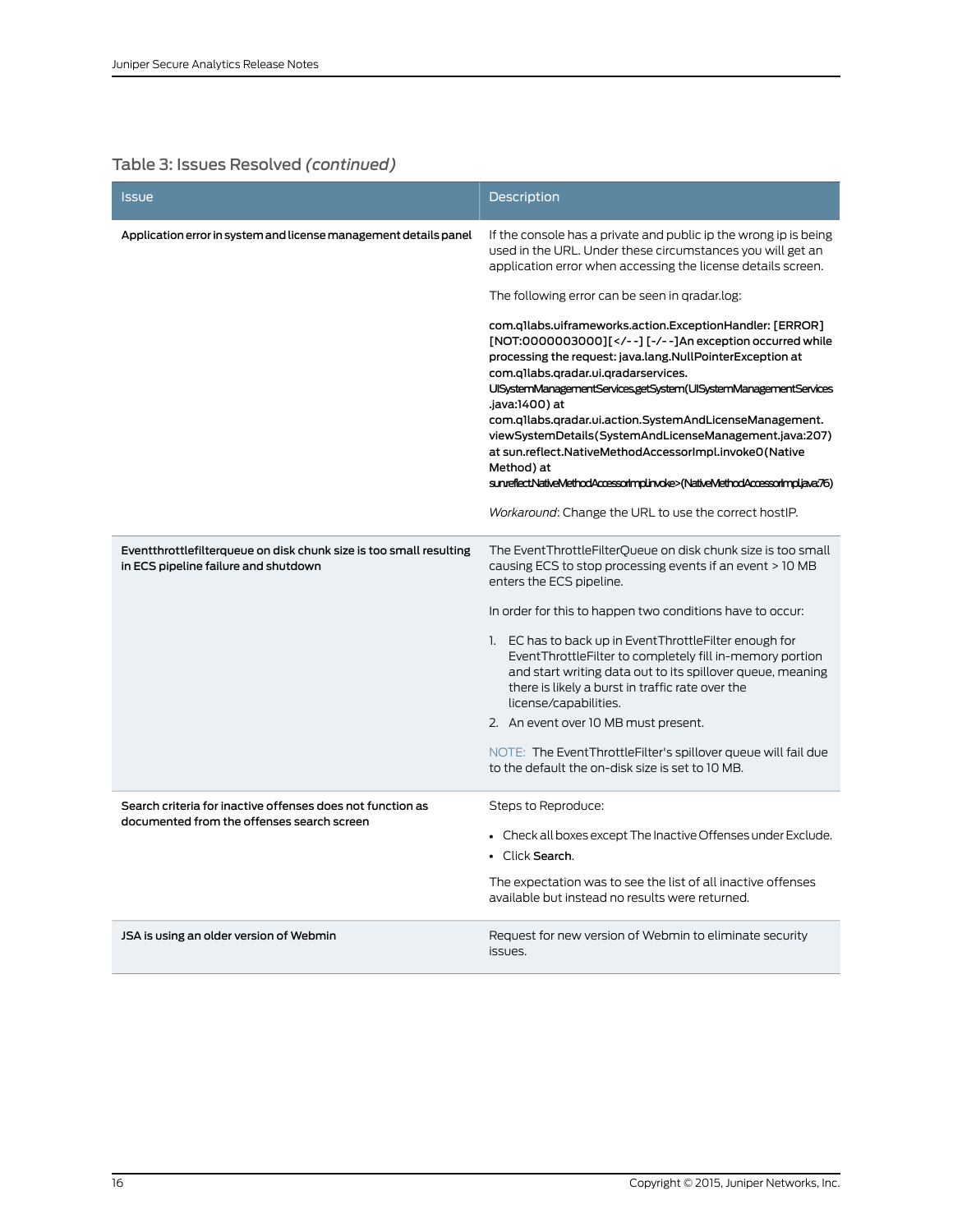Table 3: Issues Resolved *(continued)*

| Issue | Description |
|---|---|
| **Application error in system and license management details panel** | If the console has a private and public ip the wrong ip is being used in the URL. Under these circumstances you will get an application error when accessing the license details screen.<br><br>The following error can be seen in qradar.log:<br><br>com.q1labs.uiframeworks.action.ExceptionHandler: [ERROR] [NOT:0000003000][</--] [-/--]An exception occurred while processing the request: java.lang.NullPointerException at com.q1labs.qradar.ui.qradarservices. UISystemManagementServices.getSystem(UISystemManagementServices .java:1400) at com.q1labs.qradar.ui.action.SystemAndLicenseManagement. viewSystemDetails(SystemAndLicenseManagement.java:207) at sun.reflect.NativeMethodAccessorImpl.invoke0(Native Method) at sun.reflect.NativeMethodAccessorImpl.invoke>(NativeMethodAccessorImpl.java:76)<br><br>*Workaround*: Change the URL to use the correct hostIP. |
| **Eventthrottlefilterqueue on disk chunk size is too small resulting in ECS pipeline failure and shutdown** | The EventThrottleFilterQueue on disk chunk size is too small causing ECS to stop processing events if an event > 10 MB enters the ECS pipeline.<br><br>In order for this to happen two conditions have to occur:<br><br>1. EC has to back up in EventThrottleFilter enough for EventThrottleFilter to completely fill in-memory portion and start writing data out to its spillover queue, meaning there is likely a burst in traffic rate over the license/capabilities.<br>2. An event over 10 MB must present.<br><br>NOTE: The EventThrottleFilter's spillover queue will fail due to the default the on-disk size is set to 10 MB. |
| **Search criteria for inactive offenses does not function as documented from the offenses search screen** | Steps to Reproduce:<br><br>• Check all boxes except The Inactive Offenses under Exclude.<br>• Click **Search**.<br><br>The expectation was to see the list of all inactive offenses available but instead no results were returned. |
| **JSA is using an older version of Webmin** | Request for new version of Webmin to eliminate security issues. |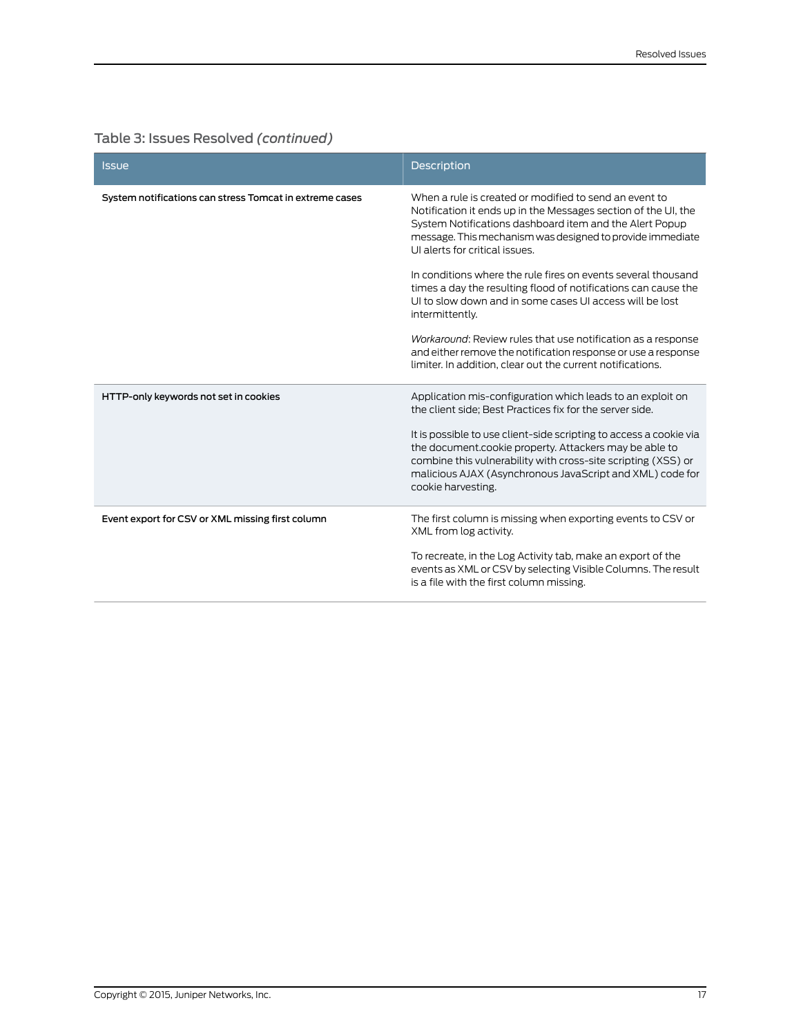Table 3: Issues Resolved *(continued)*

| Issue | Description |
| --- | --- |
| System notifications can stress Tomcat in extreme cases | When a rule is created or modified to send an event to Notification it ends up in the Messages section of the UI, the System Notifications dashboard item and the Alert Popup message. This mechanism was designed to provide immediate UI alerts for critical issues.<br><br>In conditions where the rule fires on events several thousand times a day the resulting flood of notifications can cause the UI to slow down and in some cases UI access will be lost intermittently.<br><br>*Workaround*: Review rules that use notification as a response and either remove the notification response or use a response limiter. In addition, clear out the current notifications. |
| HTTP-only keywords not set in cookies | Application mis-configuration which leads to an exploit on the client side; Best Practices fix for the server side.<br><br>It is possible to use client-side scripting to access a cookie via the document.cookie property. Attackers may be able to combine this vulnerability with cross-site scripting (XSS) or malicious AJAX (Asynchronous JavaScript and XML) code for cookie harvesting. |
| Event export for CSV or XML missing first column | The first column is missing when exporting events to CSV or XML from log activity.<br><br>To recreate, in the Log Activity tab, make an export of the events as XML or CSV by selecting Visible Columns. The result is a file with the first column missing. |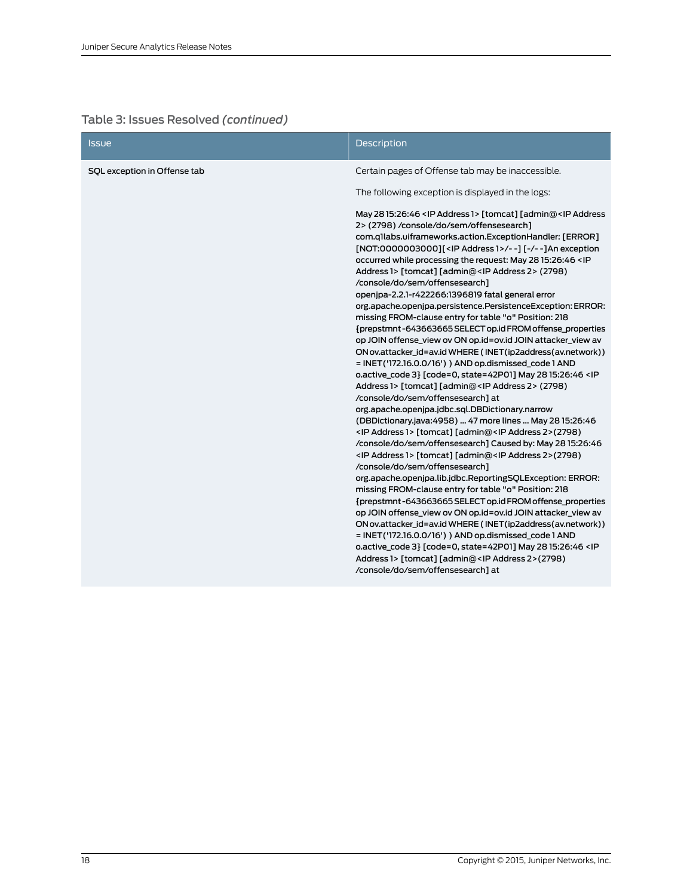Table 3: Issues Resolved *(continued)*

| Issue | Description |
| --- | --- |
| SQL exception in Offense tab | Certain pages of Offense tab may be inaccessible.<br><br>The following exception is displayed in the logs:<br><br>May 28 15:26:46 <IP Address 1> [tomcat] [admin@<IP Address 2> (2798) /console/do/sem/offensesearch] com.q1labs.uiframeworks.action.ExceptionHandler: [ERROR] [NOT:0000003000][<IP Address 1>/- -] [-/- -]An exception occurred while processing the request: May 28 15:26:46 <IP Address 1> [tomcat] [admin@<IP Address 2> (2798) /console/do/sem/offensesearch] openjpa-2.2.1-r422266:1396819 fatal general error org.apache.openjpa.persistence.PersistenceException: ERROR: missing FROM-clause entry for table "o" Position: 218 {prepstmnt -643663665 SELECT op.id FROM offense_properties op JOIN offense_view ov ON op.id=ov.id JOIN attacker_view av ON ov.attacker_id=av.id WHERE ( INET(ip2address(av.network)) = INET('172.16.0.0/16') ) AND op.dismissed_code 1 AND o.active_code 3} [code=0, state=42P01] May 28 15:26:46 <IP Address 1> [tomcat] [admin@<IP Address 2> (2798) /console/do/sem/offensesearch] at org.apache.openjpa.jdbc.sql.DBDictionary.narrow (DBDictionary.java:4958) ... 47 more lines ... May 28 15:26:46 <IP Address 1> [tomcat] [admin@<IP Address 2>(2798) /console/do/sem/offensesearch] Caused by: May 28 15:26:46 <IP Address 1> [tomcat] [admin@<IP Address 2>(2798) /console/do/sem/offensesearch] org.apache.openjpa.lib.jdbc.ReportingSQLException: ERROR: missing FROM-clause entry for table "o" Position: 218 {prepstmnt -643663665 SELECT op.id FROM offense_properties op JOIN offense_view ov ON op.id=ov.id JOIN attacker_view av ON ov.attacker_id=av.id WHERE ( INET(ip2address(av.network)) = INET('172.16.0.0/16') ) AND op.dismissed_code 1 AND o.active_code 3} [code=0, state=42P01] May 28 15:26:46 <IP Address 1> [tomcat] [admin@<IP Address 2>(2798) /console/do/sem/offensesearch] at |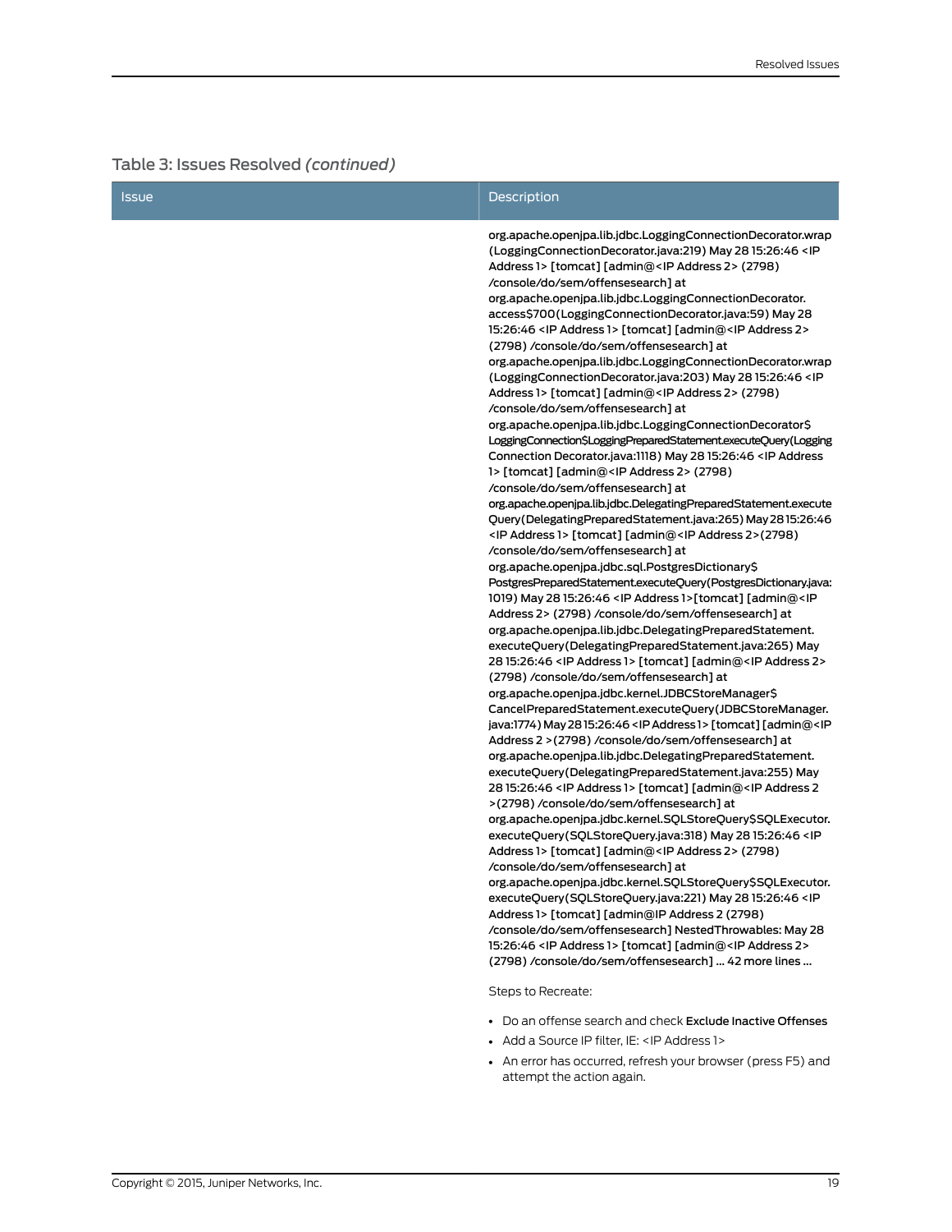Table 3: Issues Resolved *(continued)*

| Issue | Description |
| --- | --- |
| | org.apache.openjpa.lib.jdbc.LoggingConnectionDecorator.wrap (LoggingConnectionDecorator.java:219) May 28 15:26:46 <IP Address 1> [tomcat] [admin@<IP Address 2> (2798) /console/do/sem/offensesearch] at org.apache.openjpa.lib.jdbc.LoggingConnectionDecorator. access$700(LoggingConnectionDecorator.java:59) May 28 15:26:46 <IP Address 1> [tomcat] [admin@<IP Address 2> (2798) /console/do/sem/offensesearch] at org.apache.openjpa.lib.jdbc.LoggingConnectionDecorator.wrap (LoggingConnectionDecorator.java:203) May 28 15:26:46 <IP Address 1> [tomcat] [admin@<IP Address 2> (2798) /console/do/sem/offensesearch] at org.apache.openjpa.lib.jdbc.LoggingConnectionDecorator$ LoggingConnection$LoggingPreparedStatement.executeQuery(Logging Connection Decorator.java:1118) May 28 15:26:46 <IP Address 1> [tomcat] [admin@<IP Address 2> (2798) /console/do/sem/offensesearch] at org.apache.openjpa.lib.jdbc.DelegatingPreparedStatement.execute Query(DelegatingPreparedStatement.java:265) May 28 15:26:46 <IP Address 1> [tomcat] [admin@<IP Address 2>(2798) /console/do/sem/offensesearch] at org.apache.openjpa.jdbc.sql.PostgresDictionary$ PostgresPreparedStatement.executeQuery(PostgresDictionary.java: 1019) May 28 15:26:46 <IP Address 1>[tomcat] [admin@<IP Address 2> (2798) /console/do/sem/offensesearch] at org.apache.openjpa.lib.jdbc.DelegatingPreparedStatement. executeQuery(DelegatingPreparedStatement.java:265) May 28 15:26:46 <IP Address 1> [tomcat] [admin@<IP Address 2> (2798) /console/do/sem/offensesearch] at org.apache.openjpa.jdbc.kernel.JDBCStoreManager$ CancelPreparedStatement.executeQuery(JDBCStoreManager. java:1774) May 28 15:26:46 <IP Address 1> [tomcat] [admin@<IP Address 2 >(2798) /console/do/sem/offensesearch] at org.apache.openjpa.lib.jdbc.DelegatingPreparedStatement. executeQuery(DelegatingPreparedStatement.java:255) May 28 15:26:46 <IP Address 1> [tomcat] [admin@<IP Address 2 >(2798) /console/do/sem/offensesearch] at org.apache.openjpa.jdbc.kernel.SQLStoreQuery$SQLExecutor. executeQuery(SQLStoreQuery.java:318) May 28 15:26:46 <IP Address 1> [tomcat] [admin@<IP Address 2> (2798) /console/do/sem/offensesearch] at org.apache.openjpa.jdbc.kernel.SQLStoreQuery$SQLExecutor. executeQuery(SQLStoreQuery.java:221) May 28 15:26:46 <IP Address 1> [tomcat] [admin@IP Address 2 (2798) /console/do/sem/offensesearch] NestedThrowables: May 28 15:26:46 <IP Address 1> [tomcat] [admin@<IP Address 2> (2798) /console/do/sem/offensesearch] ... 42 more lines ...<br><br>Steps to Recreate:<br><br>• Do an offense search and check Exclude Inactive Offenses<br>• Add a Source IP filter, IE: <IP Address 1><br>• An error has occurred, refresh your browser (press F5) and attempt the action again. |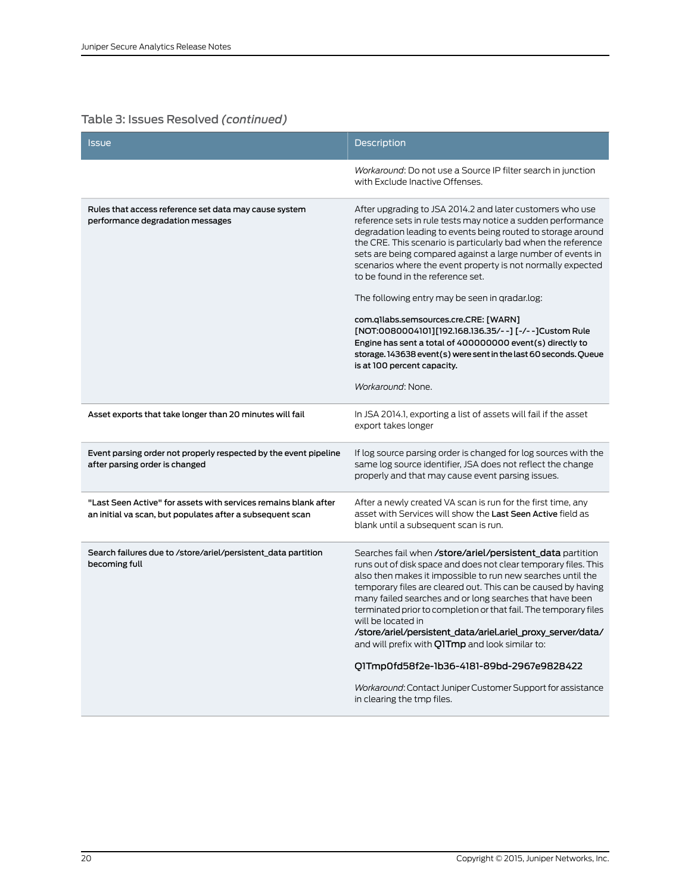Table 3: Issues Resolved *(continued)*

| Issue | Description |
|---|---|
| | *Workaround*: Do not use a Source IP filter search in junction with Exclude Inactive Offenses. |
| **Rules that access reference set data may cause system performance degradation messages** | After upgrading to JSA 2014.2 and later customers who use reference sets in rule tests may notice a sudden performance degradation leading to events being routed to storage around the CRE. This scenario is particularly bad when the reference sets are being compared against a large number of events in scenarios where the event property is not normally expected to be found in the reference set.<br><br>The following entry may be seen in qradar.log:<br><br>**com.q1labs.semsources.cre.CRE: [WARN] [NOT:0080004101][192.168.136.35/- -] [-/- -]Custom Rule Engine has sent a total of 400000000 event(s) directly to storage. 143638 event(s) were sent in the last 60 seconds. Queue is at 100 percent capacity.**<br><br>*Workaround*: None. |
| **Asset exports that take longer than 20 minutes will fail** | In JSA 2014.1, exporting a list of assets will fail if the asset export takes longer |
| **Event parsing order not properly respected by the event pipeline after parsing order is changed** | If log source parsing order is changed for log sources with the same log source identifier, JSA does not reflect the change properly and that may cause event parsing issues. |
| **"Last Seen Active" for assets with services remains blank after an initial va scan, but populates after a subsequent scan** | After a newly created VA scan is run for the first time, any asset with Services will show the **Last Seen Active** field as blank until a subsequent scan is run. |
| **Search failures due to /store/ariel/persistent_data partition becoming full** | Searches fail when **/store/ariel/persistent_data** partition runs out of disk space and does not clear temporary files. This also then makes it impossible to run new searches until the temporary files are cleared out. This can be caused by having many failed searches and or long searches that have been terminated prior to completion or that fail. The temporary files will be located in **/store/ariel/persistent_data/ariel.ariel_proxy_server/data/** and will prefix with **Q1Tmp** and look similar to:<br><br>Q1Tmp0fd58f2e-1b36-4181-89bd-2967e9828422<br><br>*Workaround*: Contact Juniper Customer Support for assistance in clearing the tmp files. |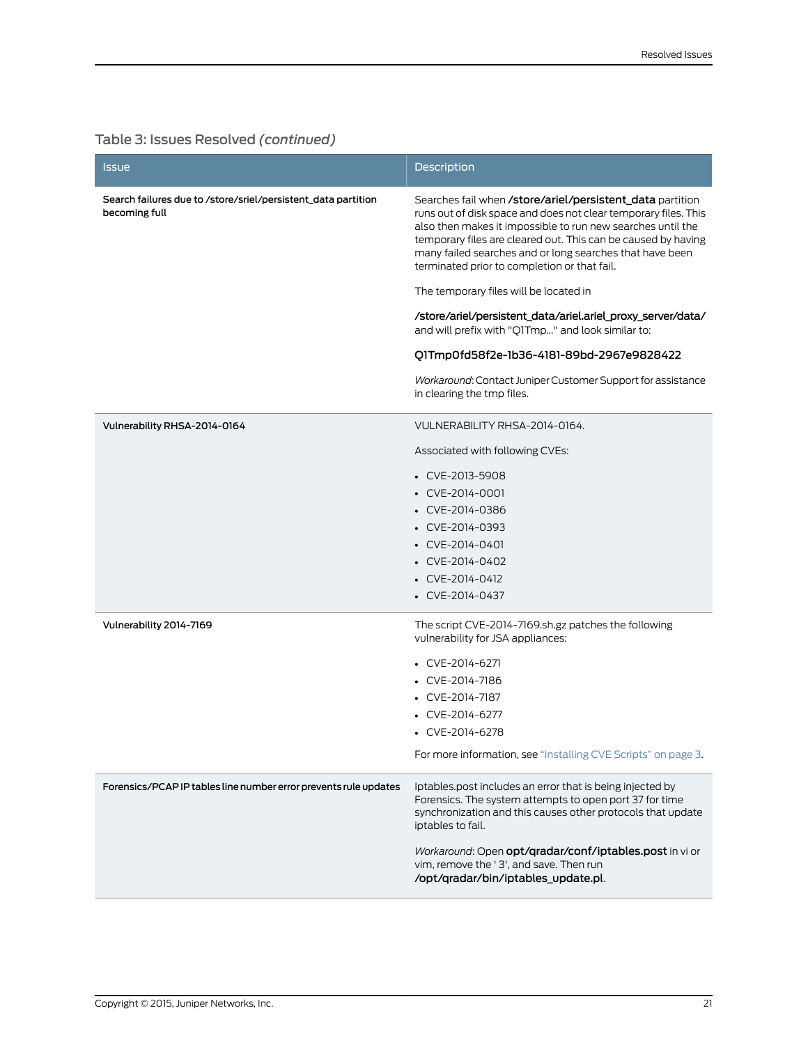Table 3: Issues Resolved *(continued)*

| Issue | Description |
| --- | --- |
| **Search failures due to /store/sriel/persistent_data partition becoming full** | Searches fail when **/store/ariel/persistent_data** partition runs out of disk space and does not clear temporary files. This also then makes it impossible to run new searches until the temporary files are cleared out. This can be caused by having many failed searches and or long searches that have been terminated prior to completion or that fail.<br><br>The temporary files will be located in<br><br>**/store/ariel/persistent_data/ariel.ariel_proxy_server/data/** and will prefix with "Q1Tmp..." and look similar to:<br><br>Q1Tmp0fd58f2e-1b36-4181-89bd-2967e9828422<br><br>*Workaround*: Contact Juniper Customer Support for assistance in clearing the tmp files. |
| **Vulnerability RHSA-2014-0164** | VULNERABILITY RHSA-2014-0164.<br><br>Associated with following CVEs:<br><br>• CVE-2013-5908<br>• CVE-2014-0001<br>• CVE-2014-0386<br>• CVE-2014-0393<br>• CVE-2014-0401<br>• CVE-2014-0402<br>• CVE-2014-0412<br>• CVE-2014-0437 |
| **Vulnerability 2014-7169** | The script CVE-2014-7169.sh.gz patches the following vulnerability for JSA appliances:<br><br>• CVE-2014-6271<br>• CVE-2014-7186<br>• CVE-2014-7187<br>• CVE-2014-6277<br>• CVE-2014-6278<br><br>For more information, see "Installing CVE Scripts" on page 3. |
| **Forensics/PCAP IP tables line number error prevents rule updates** | Iptables.post includes an error that is being injected by Forensics. The system attempts to open port 37 for time synchronization and this causes other protocols that update iptables to fail.<br><br>*Workaround*: Open **opt/qradar/conf/iptables.post** in vi or vim, remove the ' 3', and save. Then run **/opt/qradar/bin/iptables_update.pl**. |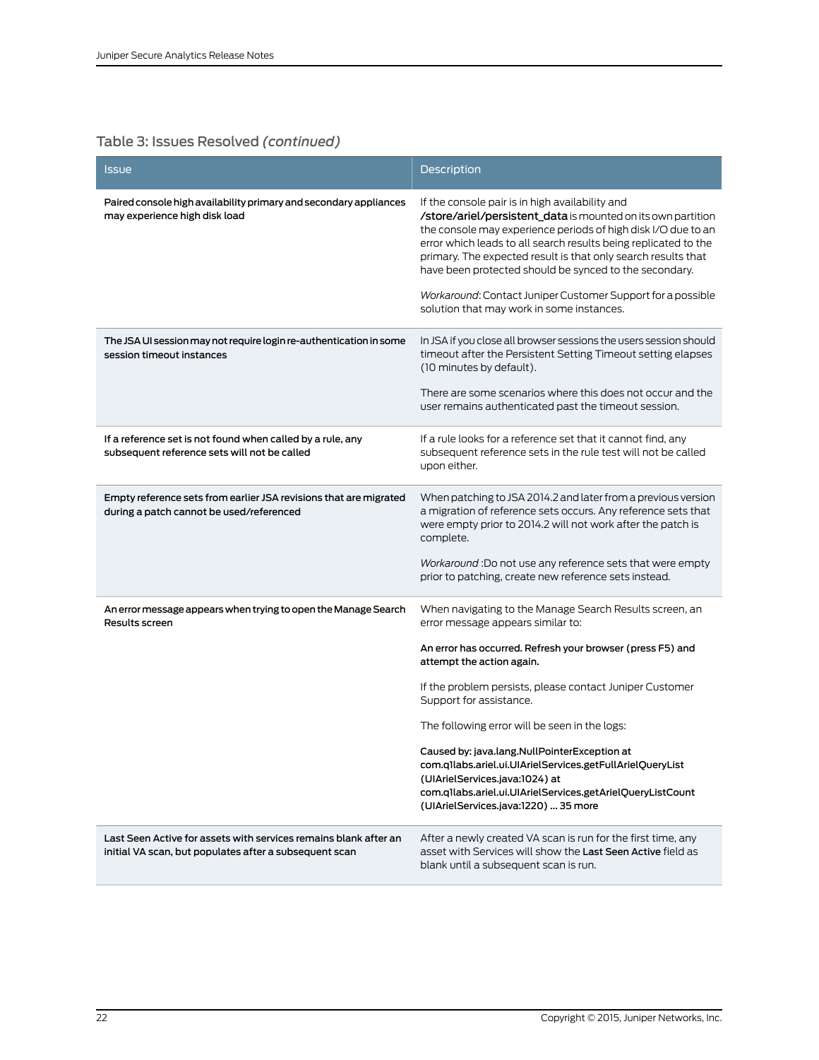Table 3: Issues Resolved *(continued)*

| Issue | Description |
|---|---|
| **Paired console high availability primary and secondary appliances may experience high disk load** | If the console pair is in high availability and **/store/ariel/persistent_data** is mounted on its own partition the console may experience periods of high disk I/O due to an error which leads to all search results being replicated to the primary. The expected result is that only search results that have been protected should be synced to the secondary.<br><br>*Workaround*: Contact Juniper Customer Support for a possible solution that may work in some instances. |
| **The JSA UI session may not require login re-authentication in some session timeout instances** | In JSA if you close all browser sessions the users session should timeout after the Persistent Setting Timeout setting elapses (10 minutes by default).<br><br>There are some scenarios where this does not occur and the user remains authenticated past the timeout session. |
| **If a reference set is not found when called by a rule, any subsequent reference sets will not be called** | If a rule looks for a reference set that it cannot find, any subsequent reference sets in the rule test will not be called upon either. |
| **Empty reference sets from earlier JSA revisions that are migrated during a patch cannot be used/referenced** | When patching to JSA 2014.2 and later from a previous version a migration of reference sets occurs. Any reference sets that were empty prior to 2014.2 will not work after the patch is complete.<br><br>*Workaround* :Do not use any reference sets that were empty prior to patching, create new reference sets instead. |
| **An error message appears when trying to open the Manage Search Results screen** | When navigating to the Manage Search Results screen, an error message appears similar to:<br><br>**An error has occurred. Refresh your browser (press F5) and attempt the action again.**<br><br>If the problem persists, please contact Juniper Customer Support for assistance.<br><br>The following error will be seen in the logs:<br><br>**Caused by: java.lang.NullPointerException at com.q1labs.ariel.ui.UIArielServices.getFullArielQueryList (UIArielServices.java:1024) at com.q1labs.ariel.ui.UIArielServices.getArielQueryListCount (UIArielServices.java:1220) ... 35 more** |
| **Last Seen Active for assets with services remains blank after an initial VA scan, but populates after a subsequent scan** | After a newly created VA scan is run for the first time, any asset with Services will show the **Last Seen Active** field as blank until a subsequent scan is run. |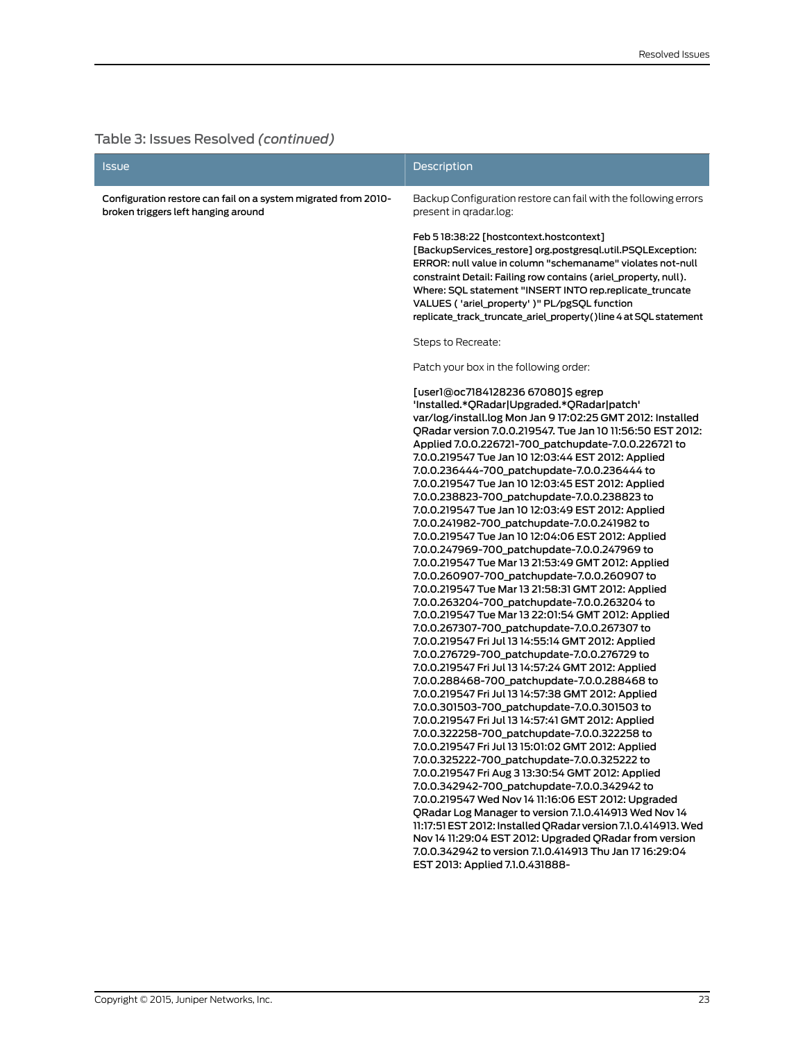## Table 3: Issues Resolved *(continued)*

| Issue | Description |
|---|---|
| Configuration restore can fail on a system migrated from 2010- broken triggers left hanging around | Backup Configuration restore can fail with the following errors present in qradar.log:<br><br>Feb 5 18:38:22 [hostcontext.hostcontext] [BackupServices_restore] org.postgresql.util.PSQLException: ERROR: null value in column "schemaname" violates not-null constraint Detail: Failing row contains (ariel_property, null). Where: SQL statement "INSERT INTO rep.replicate_truncate VALUES ( 'ariel_property' )" PL/pgSQL function replicate_track_truncate_ariel_property()line 4 at SQL statement<br><br>Steps to Recreate:<br><br>Patch your box in the following order:<br><br>[user1@oc7184128236 67080]$ egrep 'Installed.*QRadar\|Upgraded.*QRadar\|patch' var/log/install.log Mon Jan 9 17:02:25 GMT 2012: Installed QRadar version 7.0.0.219547. Tue Jan 10 11:56:50 EST 2012: Applied 7.0.0.226721-700_patchupdate-7.0.0.226721 to 7.0.0.219547 Tue Jan 10 12:03:44 EST 2012: Applied 7.0.0.236444-700_patchupdate-7.0.0.236444 to 7.0.0.219547 Tue Jan 10 12:03:45 EST 2012: Applied 7.0.0.238823-700_patchupdate-7.0.0.238823 to 7.0.0.219547 Tue Jan 10 12:03:49 EST 2012: Applied 7.0.0.241982-700_patchupdate-7.0.0.241982 to 7.0.0.219547 Tue Jan 10 12:04:06 EST 2012: Applied 7.0.0.247969-700_patchupdate-7.0.0.247969 to 7.0.0.219547 Tue Mar 13 21:53:49 GMT 2012: Applied 7.0.0.260907-700_patchupdate-7.0.0.260907 to 7.0.0.219547 Tue Mar 13 21:58:31 GMT 2012: Applied 7.0.0.263204-700_patchupdate-7.0.0.263204 to 7.0.0.219547 Tue Mar 13 22:01:54 GMT 2012: Applied 7.0.0.267307-700_patchupdate-7.0.0.267307 to 7.0.0.219547 Fri Jul 13 14:55:14 GMT 2012: Applied 7.0.0.276729-700_patchupdate-7.0.0.276729 to 7.0.0.219547 Fri Jul 13 14:57:24 GMT 2012: Applied 7.0.0.288468-700_patchupdate-7.0.0.288468 to 7.0.0.219547 Fri Jul 13 14:57:38 GMT 2012: Applied 7.0.0.301503-700_patchupdate-7.0.0.301503 to 7.0.0.219547 Fri Jul 13 14:57:41 GMT 2012: Applied 7.0.0.322258-700_patchupdate-7.0.0.322258 to 7.0.0.219547 Fri Jul 13 15:01:02 GMT 2012: Applied 7.0.0.325222-700_patchupdate-7.0.0.325222 to 7.0.0.219547 Fri Aug 3 13:30:54 GMT 2012: Applied 7.0.0.342942-700_patchupdate-7.0.0.342942 to 7.0.0.219547 Wed Nov 14 11:16:06 EST 2012: Upgraded QRadar Log Manager to version 7.1.0.414913 Wed Nov 14 11:17:51 EST 2012: Installed QRadar version 7.1.0.414913. Wed Nov 14 11:29:04 EST 2012: Upgraded QRadar from version 7.0.0.342942 to version 7.1.0.414913 Thu Jan 17 16:29:04 EST 2013: Applied 7.1.0.431888- |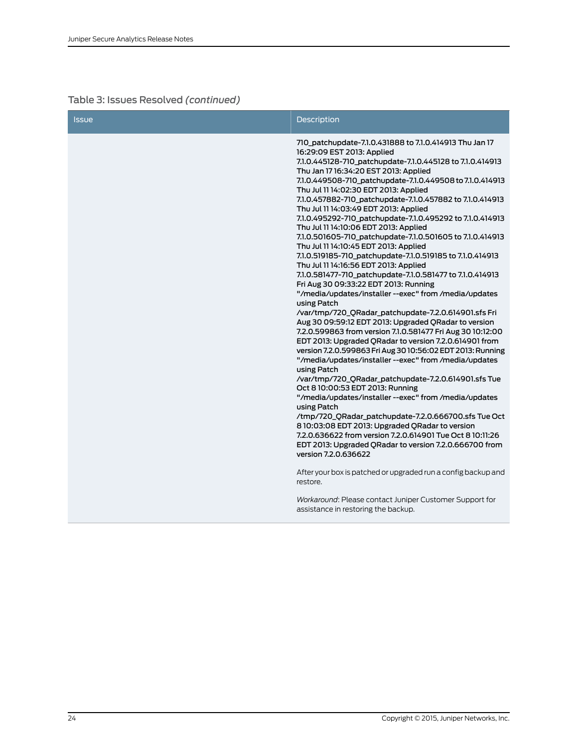Table 3: Issues Resolved *(continued)*

| Issue | Description |
|---|---|
| | 710_patchupdate-7.1.0.431888 to 7.1.0.414913 Thu Jan 17 16:29:09 EST 2013: Applied 7.1.0.445128-710_patchupdate-7.1.0.445128 to 7.1.0.414913 Thu Jan 17 16:34:20 EST 2013: Applied 7.1.0.449508-710_patchupdate-7.1.0.449508 to 7.1.0.414913 Thu Jul 11 14:02:30 EDT 2013: Applied 7.1.0.457882-710_patchupdate-7.1.0.457882 to 7.1.0.414913 Thu Jul 11 14:03:49 EDT 2013: Applied 7.1.0.495292-710_patchupdate-7.1.0.495292 to 7.1.0.414913 Thu Jul 11 14:10:06 EDT 2013: Applied 7.1.0.501605-710_patchupdate-7.1.0.501605 to 7.1.0.414913 Thu Jul 11 14:10:45 EDT 2013: Applied 7.1.0.519185-710_patchupdate-7.1.0.519185 to 7.1.0.414913 Thu Jul 11 14:16:56 EDT 2013: Applied 7.1.0.581477-710_patchupdate-7.1.0.581477 to 7.1.0.414913 Fri Aug 30 09:33:22 EDT 2013: Running "/media/updates/installer --exec" from /media/updates using Patch /var/tmp/720_QRadar_patchupdate-7.2.0.614901.sfs Fri Aug 30 09:59:12 EDT 2013: Upgraded QRadar to version 7.2.0.599863 from version 7.1.0.581477 Fri Aug 30 10:12:00 EDT 2013: Upgraded QRadar to version 7.2.0.614901 from version 7.2.0.599863 Fri Aug 30 10:56:02 EDT 2013: Running "/media/updates/installer --exec" from /media/updates using Patch /var/tmp/720_QRadar_patchupdate-7.2.0.614901.sfs Tue Oct 8 10:00:53 EDT 2013: Running "/media/updates/installer --exec" from /media/updates using Patch /tmp/720_QRadar_patchupdate-7.2.0.666700.sfs Tue Oct 8 10:03:08 EDT 2013: Upgraded QRadar to version 7.2.0.636622 from version 7.2.0.614901 Tue Oct 8 10:11:26 EDT 2013: Upgraded QRadar to version 7.2.0.666700 from version 7.2.0.636622<br><br>After your box is patched or upgraded run a config backup and restore.<br><br>*Workaround*: Please contact Juniper Customer Support for assistance in restoring the backup. |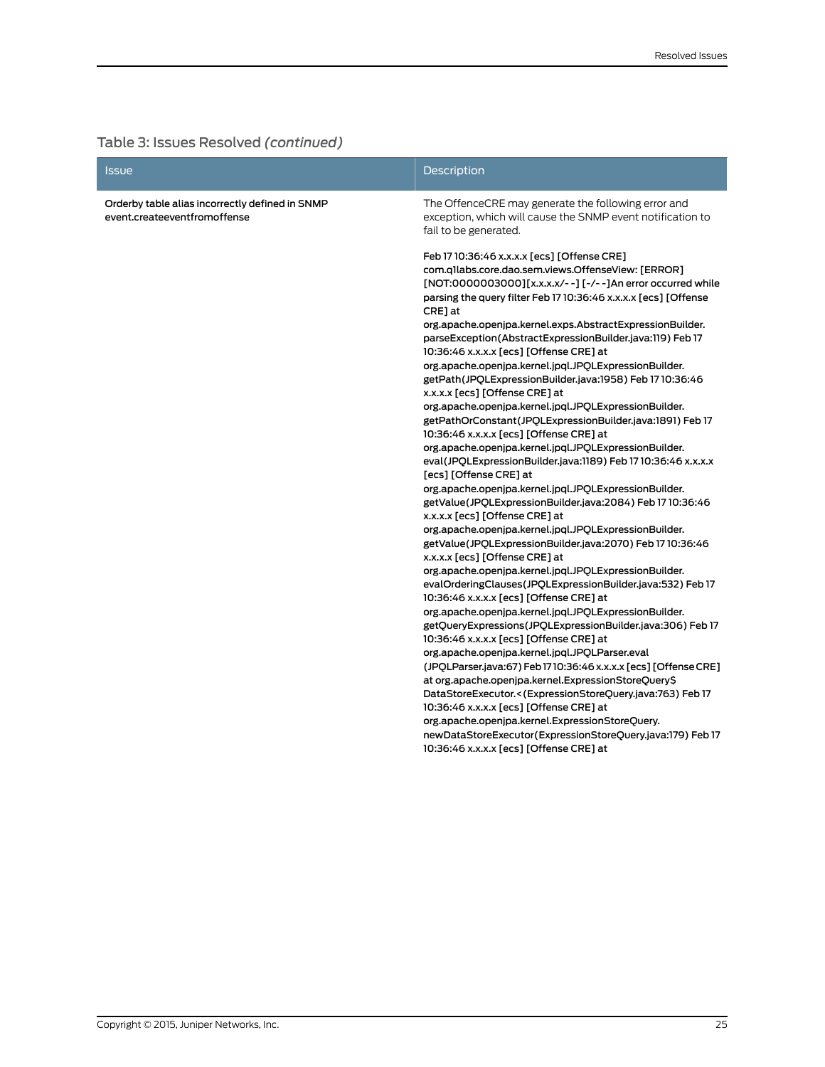Table 3: Issues Resolved *(continued)*

| Issue | Description |
|---|---|
| Orderby table alias incorrectly defined in SNMP event.createeventfromoffense | The OffenceCRE may generate the following error and exception, which will cause the SNMP event notification to fail to be generated.<br><br>Feb 17 10:36:46 x.x.x.x [ecs] [Offense CRE] com.q1labs.core.dao.sem.views.OffenseView: [ERROR] [NOT:0000003000][x.x.x.x/- -] [-/- -]An error occurred while parsing the query filter Feb 17 10:36:46 x.x.x.x [ecs] [Offense CRE] at org.apache.openjpa.kernel.exps.AbstractExpressionBuilder. parseException(AbstractExpressionBuilder.java:119) Feb 17 10:36:46 x.x.x.x [ecs] [Offense CRE] at org.apache.openjpa.kernel.jpql.JPQLExpressionBuilder. getPath(JPQLExpressionBuilder.java:1958) Feb 17 10:36:46 x.x.x.x [ecs] [Offense CRE] at org.apache.openjpa.kernel.jpql.JPQLExpressionBuilder. getPathOrConstant(JPQLExpressionBuilder.java:1891) Feb 17 10:36:46 x.x.x.x [ecs] [Offense CRE] at org.apache.openjpa.kernel.jpql.JPQLExpressionBuilder. eval(JPQLExpressionBuilder.java:1189) Feb 17 10:36:46 x.x.x.x [ecs] [Offense CRE] at org.apache.openjpa.kernel.jpql.JPQLExpressionBuilder. getValue(JPQLExpressionBuilder.java:2084) Feb 17 10:36:46 x.x.x.x [ecs] [Offense CRE] at org.apache.openjpa.kernel.jpql.JPQLExpressionBuilder. getValue(JPQLExpressionBuilder.java:2070) Feb 17 10:36:46 x.x.x.x [ecs] [Offense CRE] at org.apache.openjpa.kernel.jpql.JPQLExpressionBuilder. evalOrderingClauses(JPQLExpressionBuilder.java:532) Feb 17 10:36:46 x.x.x.x [ecs] [Offense CRE] at org.apache.openjpa.kernel.jpql.JPQLExpressionBuilder. getQueryExpressions(JPQLExpressionBuilder.java:306) Feb 17 10:36:46 x.x.x.x [ecs] [Offense CRE] at org.apache.openjpa.kernel.jpql.JPQLParser.eval (JPQLParser.java:67) Feb 17 10:36:46 x.x.x.x [ecs] [Offense CRE] at org.apache.openjpa.kernel.ExpressionStoreQuery$ DataStoreExecutor.<(ExpressionStoreQuery.java:763) Feb 17 10:36:46 x.x.x.x [ecs] [Offense CRE] at org.apache.openjpa.kernel.ExpressionStoreQuery. newDataStoreExecutor(ExpressionStoreQuery.java:179) Feb 17 10:36:46 x.x.x.x [ecs] [Offense CRE] at |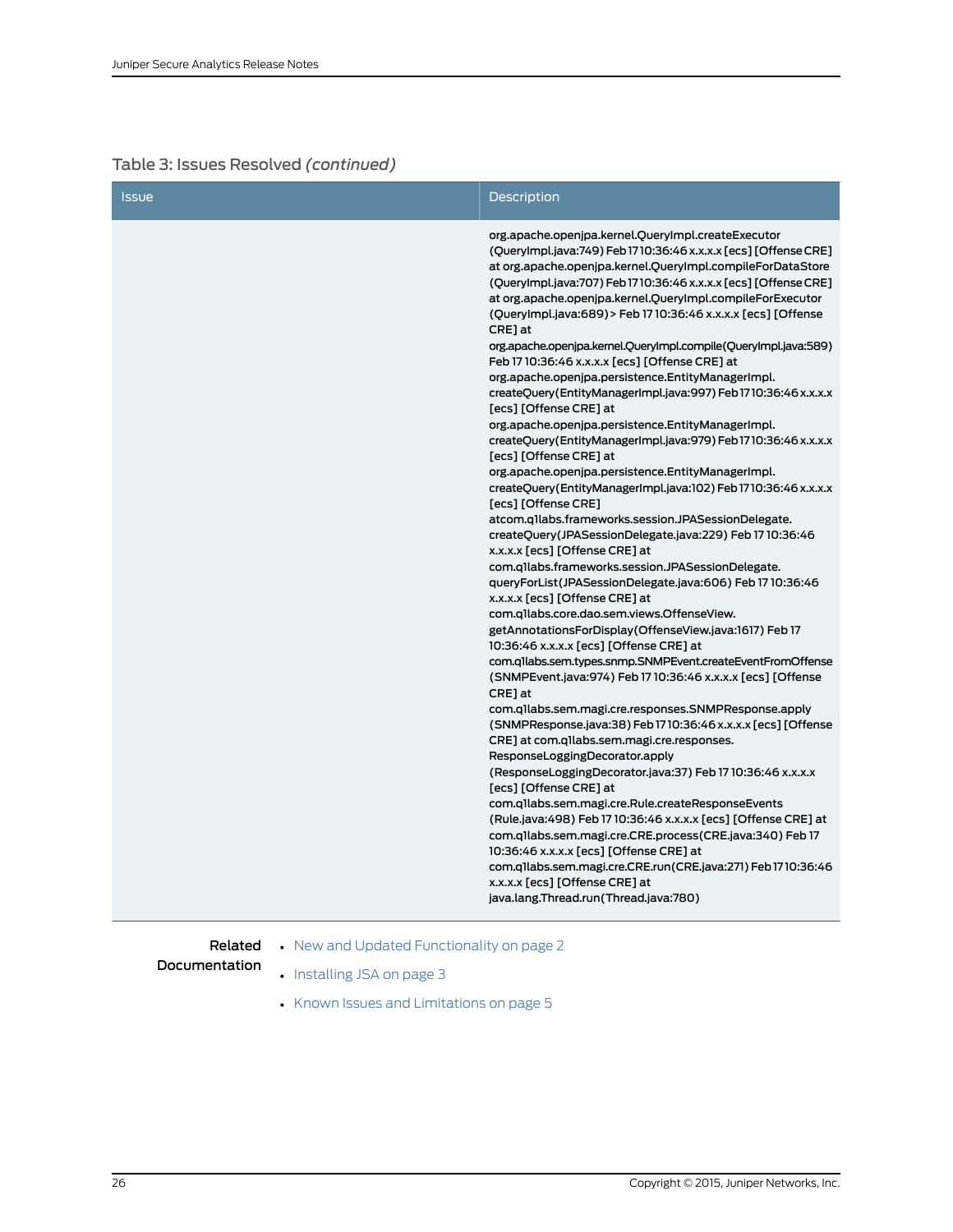Table 3: Issues Resolved *(continued)*

| Issue | Description |
| --- | --- |
| | org.apache.openjpa.kernel.QueryImpl.createExecutor (QueryImpl.java:749) Feb 17 10:36:46 x.x.x.x [ecs] [Offense CRE] at org.apache.openjpa.kernel.QueryImpl.compileForDataStore (QueryImpl.java:707) Feb 17 10:36:46 x.x.x.x [ecs] [Offense CRE] at org.apache.openjpa.kernel.QueryImpl.compileForExecutor (QueryImpl.java:689) > Feb 17 10:36:46 x.x.x.x [ecs] [Offense CRE] at org.apache.openjpa.kernel.QueryImpl.compile(QueryImpl.java:589) Feb 17 10:36:46 x.x.x.x [ecs] [Offense CRE] at org.apache.openjpa.persistence.EntityManagerImpl. createQuery(EntityManagerImpl.java:997) Feb 17 10:36:46 x.x.x.x [ecs] [Offense CRE] at org.apache.openjpa.persistence.EntityManagerImpl. createQuery(EntityManagerImpl.java:979) Feb 17 10:36:46 x.x.x.x [ecs] [Offense CRE] at org.apache.openjpa.persistence.EntityManagerImpl. createQuery(EntityManagerImpl.java:102) Feb 17 10:36:46 x.x.x.x [ecs] [Offense CRE] atcom.q1labs.frameworks.session.JPASessionDelegate. createQuery(JPASessionDelegate.java:229) Feb 17 10:36:46 x.x.x.x [ecs] [Offense CRE] at com.q1labs.frameworks.session.JPASessionDelegate. queryForList(JPASessionDelegate.java:606) Feb 17 10:36:46 x.x.x.x [ecs] [Offense CRE] at com.q1labs.core.dao.sem.views.OffenseView. getAnnotationsForDisplay(OffenseView.java:1617) Feb 17 10:36:46 x.x.x.x [ecs] [Offense CRE] at com.q1labs.sem.types.snmp.SNMPEvent.createEventFromOffense (SNMPEvent.java:974) Feb 17 10:36:46 x.x.x.x [ecs] [Offense CRE] at com.q1labs.sem.magi.cre.responses.SNMPResponse.apply (SNMPResponse.java:38) Feb 17 10:36:46 x.x.x.x [ecs] [Offense CRE] at com.q1labs.sem.magi.cre.responses. ResponseLoggingDecorator.apply (ResponseLoggingDecorator.java:37) Feb 17 10:36:46 x.x.x.x [ecs] [Offense CRE] at com.q1labs.sem.magi.cre.Rule.createResponseEvents (Rule.java:498) Feb 17 10:36:46 x.x.x.x [ecs] [Offense CRE] at com.q1labs.sem.magi.cre.CRE.process(CRE.java:340) Feb 17 10:36:46 x.x.x.x [ecs] [Offense CRE] at com.q1labs.sem.magi.cre.CRE.run(CRE.java:271) Feb 17 10:36:46 x.x.x.x [ecs] [Offense CRE] at java.lang.Thread.run(Thread.java:780) |

**Related Documentation**

- New and Updated Functionality on page 2
- Installing JSA on page 3
- Known Issues and Limitations on page 5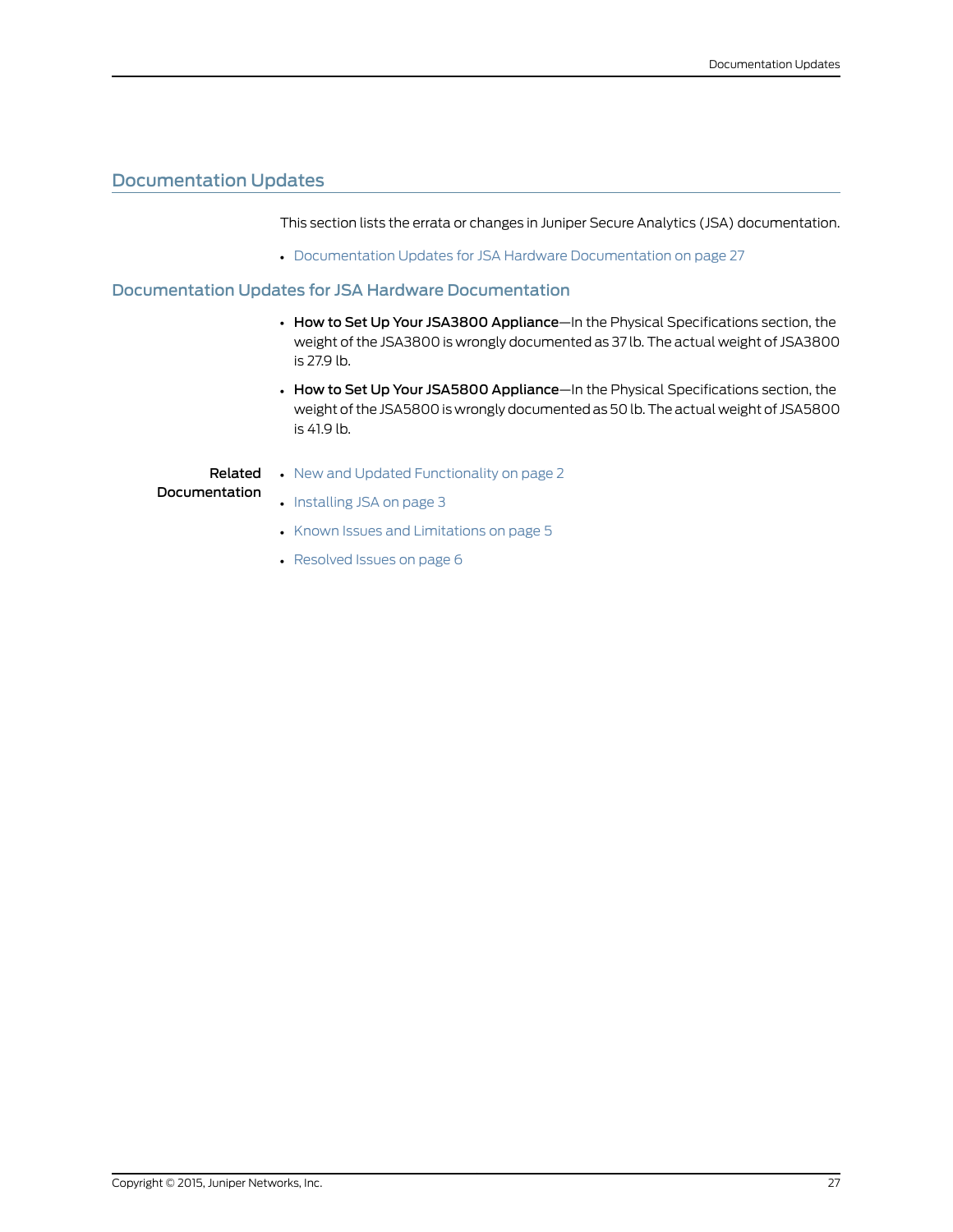## Documentation Updates

This section lists the errata or changes in Juniper Secure Analytics (JSA) documentation.

- Documentation Updates for JSA Hardware Documentation on page 27

### Documentation Updates for JSA Hardware Documentation

- **How to Set Up Your JSA3800 Appliance**—In the Physical Specifications section, the weight of the JSA3800 is wrongly documented as 37 lb. The actual weight of JSA3800 is 27.9 lb.
- **How to Set Up Your JSA5800 Appliance**—In the Physical Specifications section, the weight of the JSA5800 is wrongly documented as 50 lb. The actual weight of JSA5800 is 41.9 lb.

**Related Documentation**

- New and Updated Functionality on page 2
- Installing JSA on page 3
- Known Issues and Limitations on page 5
- Resolved Issues on page 6